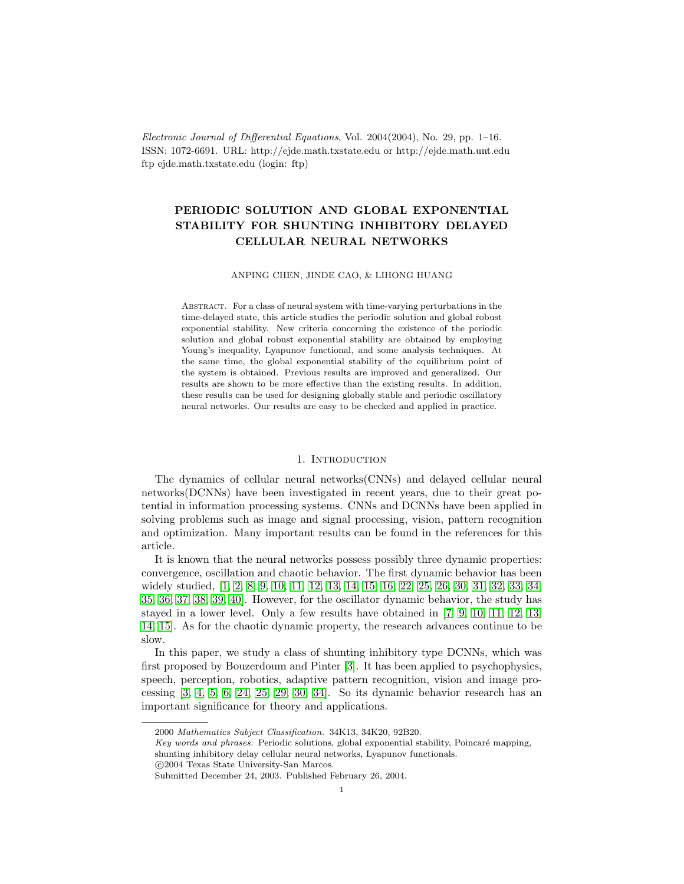*Electronic Journal of Differential Equations*, Vol. 2004(2004), No. 29, pp. 1–16.
ISSN: 1072-6691. URL: http://ejde.math.txstate.edu or http://ejde.math.unt.edu
ftp ejde.math.txstate.edu (login: ftp)

# PERIODIC SOLUTION AND GLOBAL EXPONENTIAL STABILITY FOR SHUNTING INHIBITORY DELAYED CELLULAR NEURAL NETWORKS

ANPING CHEN, JINDE CAO, & LIHONG HUANG

Abstract. For a class of neural system with time-varying perturbations in the time-delayed state, this article studies the periodic solution and global robust exponential stability. New criteria concerning the existence of the periodic solution and global robust exponential stability are obtained by employing Young's inequality, Lyapunov functional, and some analysis techniques. At the same time, the global exponential stability of the equilibrium point of the system is obtained. Previous results are improved and generalized. Our results are shown to be more effective than the existing results. In addition, these results can be used for designing globally stable and periodic oscillatory neural networks. Our results are easy to be checked and applied in practice.

## 1. Introduction

The dynamics of cellular neural networks(CNNs) and delayed cellular neural networks(DCNNs) have been investigated in recent years, due to their great potential in information processing systems. CNNs and DCNNs have been applied in solving problems such as image and signal processing, vision, pattern recognition and optimization. Many important results can be found in the references for this article.

It is known that the neural networks possess possibly three dynamic properties: convergence, oscillation and chaotic behavior. The first dynamic behavior has been widely studied, [1, 2, 8, 9, 10, 11, 12, 13, 14, 15, 16, 22, 25, 26, 30, 31, 32, 33, 34, 35, 36, 37, 38, 39, 40]. However, for the oscillator dynamic behavior, the study has stayed in a lower level. Only a few results have obtained in [7, 9, 10, 11, 12, 13, 14, 15]. As for the chaotic dynamic property, the research advances continue to be slow.

In this paper, we study a class of shunting inhibitory type DCNNs, which was first proposed by Bouzerdoum and Pinter [3]. It has been applied to psychophysics, speech, perception, robotics, adaptive pattern recognition, vision and image processing [3, 4, 5, 6, 24, 25, 29, 30, 34]. So its dynamic behavior research has an important significance for theory and applications.

2000 *Mathematics Subject Classification.* 34K13, 34K20, 92B20.
*Key words and phrases.* Periodic solutions, global exponential stability, Poincaré mapping, shunting inhibitory delay cellular neural networks, Lyapunov functionals.
©2004 Texas State University-San Marcos.
Submitted December 24, 2003. Published February 26, 2004.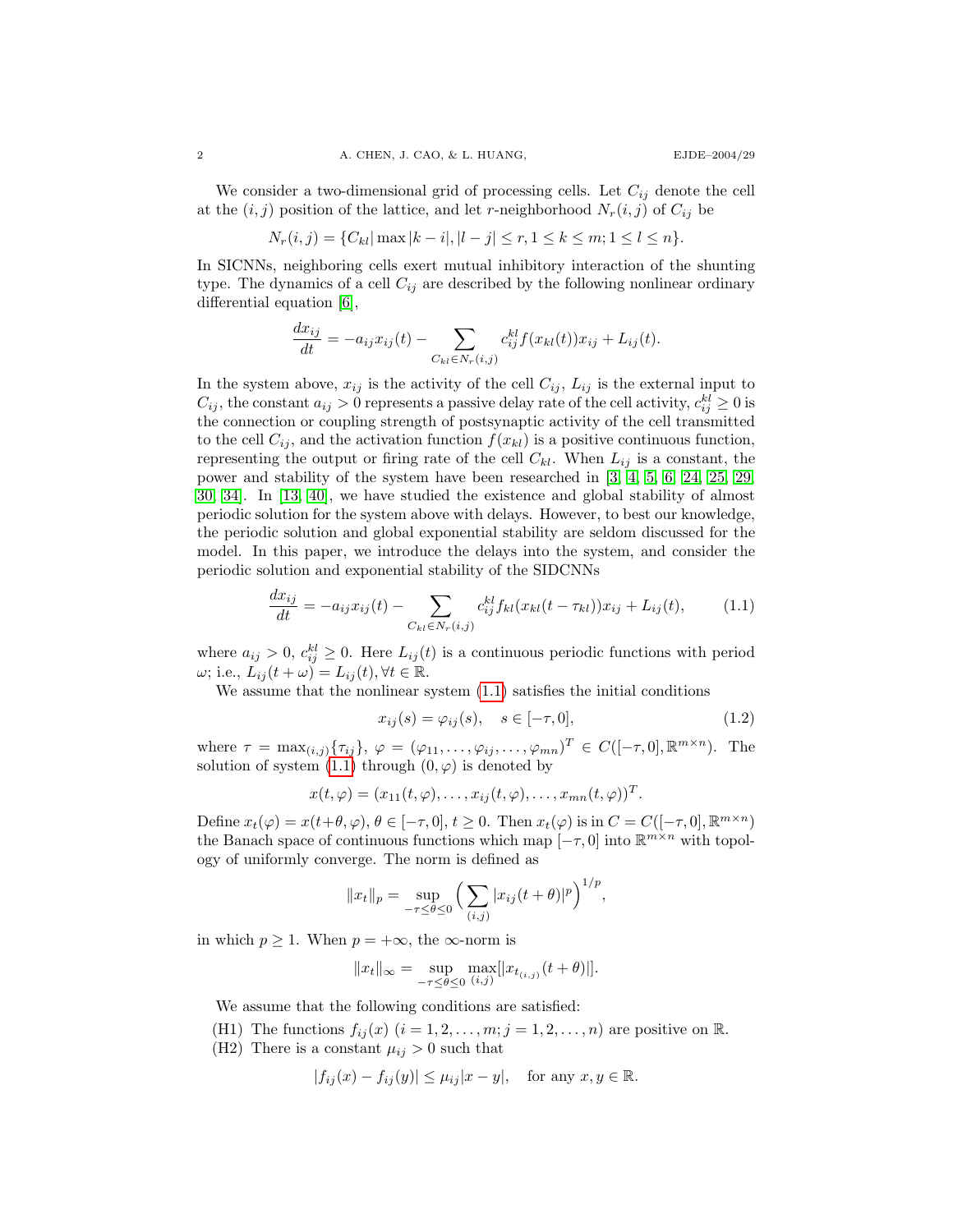We consider a two-dimensional grid of processing cells. Let $C_{ij}$ denote the cell at the $(i,j)$ position of the lattice, and let $r$-neighborhood $N_r(i,j)$ of $C_{ij}$ be

$$N_r(i,j) = \{C_{kl} | \max |k-i|, |l-j| \leq r, 1 \leq k \leq m; 1 \leq l \leq n\}.$$

In SICNNs, neighboring cells exert mutual inhibitory interaction of the shunting type. The dynamics of a cell $C_{ij}$ are described by the following nonlinear ordinary differential equation [6],

$$\frac{dx_{ij}}{dt} = -a_{ij}x_{ij}(t) - \sum_{C_{kl}\in N_r(i,j)} c_{ij}^{kl} f(x_{kl}(t))x_{ij} + L_{ij}(t).$$

In the system above, $x_{ij}$ is the activity of the cell $C_{ij}$, $L_{ij}$ is the external input to $C_{ij}$, the constant $a_{ij} > 0$ represents a passive delay rate of the cell activity, $c_{ij}^{kl} \geq 0$ is the connection or coupling strength of postsynaptic activity of the cell transmitted to the cell $C_{ij}$, and the activation function $f(x_{kl})$ is a positive continuous function, representing the output or firing rate of the cell $C_{kl}$. When $L_{ij}$ is a constant, the power and stability of the system have been researched in [3, 4, 5, 6, 24, 25, 29, 30, 34]. In [13, 40], we have studied the existence and global stability of almost periodic solution for the system above with delays. However, to best our knowledge, the periodic solution and global exponential stability are seldom discussed for the model. In this paper, we introduce the delays into the system, and consider the periodic solution and exponential stability of the SIDCNNs

$$\frac{dx_{ij}}{dt} = -a_{ij}x_{ij}(t) - \sum_{C_{kl}\in N_r(i,j)} c_{ij}^{kl} f_{kl}(x_{kl}(t-\tau_{kl}))x_{ij} + L_{ij}(t), \tag{1.1}$$

where $a_{ij} > 0$, $c_{ij}^{kl} \geq 0$. Here $L_{ij}(t)$ is a continuous periodic functions with period $\omega$; i.e., $L_{ij}(t+\omega) = L_{ij}(t), \forall t \in \mathbb{R}$.

We assume that the nonlinear system (1.1) satisfies the initial conditions

$$x_{ij}(s) = \varphi_{ij}(s), \quad s \in [-\tau, 0], \tag{1.2}$$

where $\tau = \max_{(i,j)}\{\tau_{ij}\}$, $\varphi = (\varphi_{11}, \dots, \varphi_{ij}, \dots, \varphi_{mn})^T \in C([-\tau,0], \mathbb{R}^{m\times n})$. The solution of system (1.1) through $(0,\varphi)$ is denoted by

$$x(t,\varphi) = (x_{11}(t,\varphi), \dots, x_{ij}(t,\varphi), \dots, x_{mn}(t,\varphi))^T.$$

Define $x_t(\varphi) = x(t+\theta, \varphi)$, $\theta \in [-\tau, 0]$, $t \geq 0$. Then $x_t(\varphi)$ is in $C = C([-\tau,0], \mathbb{R}^{m\times n})$ the Banach space of continuous functions which map $[-\tau, 0]$ into $\mathbb{R}^{m\times n}$ with topology of uniformly converge. The norm is defined as

$$\|x_t\|_p = \sup_{-\tau\leq\theta\leq 0} \Big( \sum_{(i,j)} |x_{ij}(t+\theta)|^p \Big)^{1/p},$$

in which $p \geq 1$. When $p = +\infty$, the $\infty$-norm is

$$\|x_t\|_\infty = \sup_{-\tau\leq\theta\leq 0} \max_{(i,j)} [|x_{t_{(i,j)}}(t+\theta)|].$$

We assume that the following conditions are satisfied:

- (H1) The functions $f_{ij}(x)$ $(i = 1, 2, \dots, m; j = 1, 2, \dots, n)$ are positive on $\mathbb{R}$.
- (H2) There is a constant $\mu_{ij} > 0$ such that

$$|f_{ij}(x) - f_{ij}(y)| \leq \mu_{ij}|x - y|, \quad \text{for any } x, y \in \mathbb{R}.$$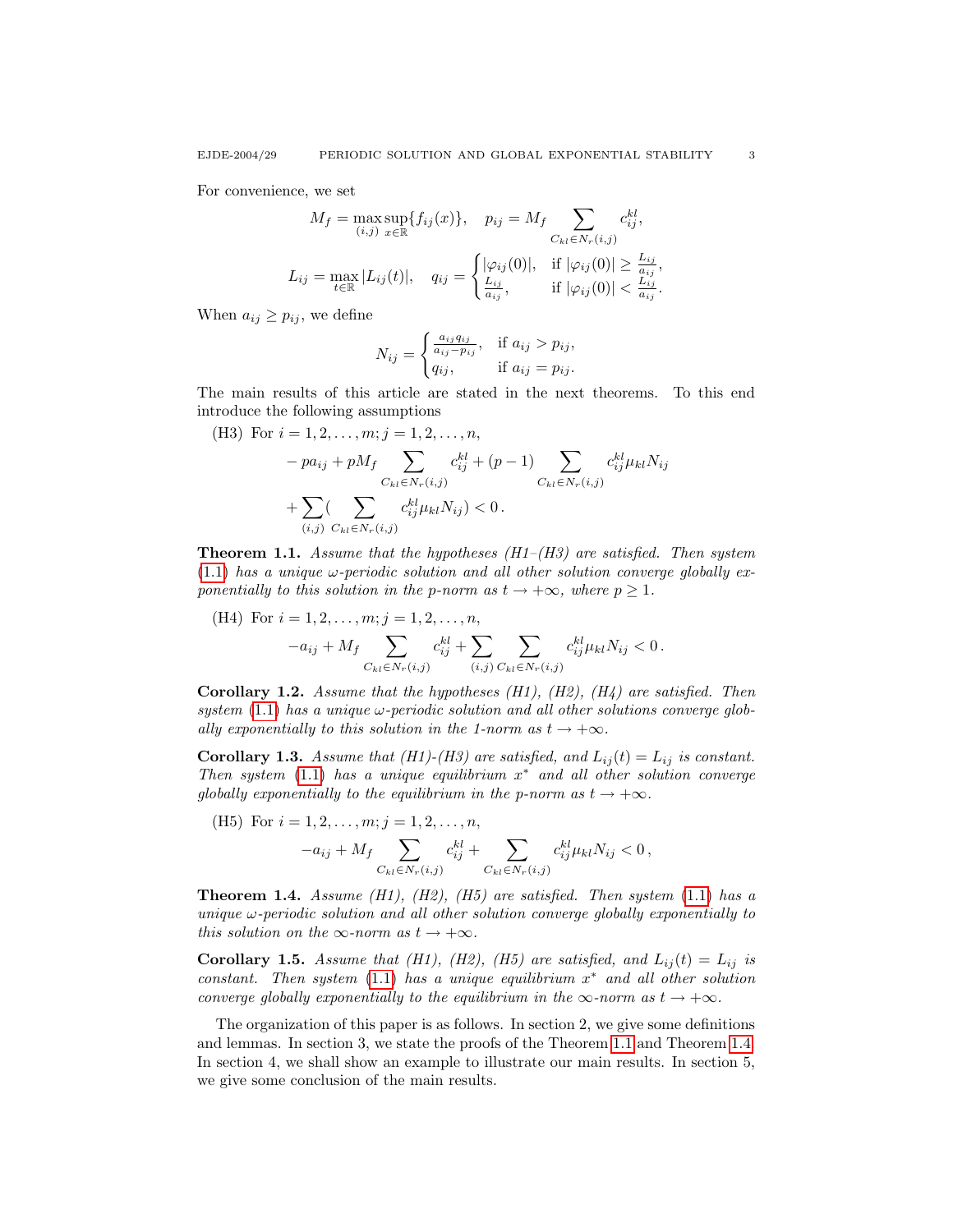For convenience, we set

$$M_f = \max_{(i,j)} \sup_{x\in\mathbb{R}}\{f_{ij}(x)\}, \quad p_{ij} = M_f \sum_{C_{kl}\in N_r(i,j)} c_{ij}^{kl},$$

$$L_{ij} = \max_{t\in\mathbb{R}} |L_{ij}(t)|, \quad q_{ij} = \begin{cases} |\varphi_{ij}(0)|, & \text{if } |\varphi_{ij}(0)| \geq \frac{L_{ij}}{a_{ij}}, \\ \frac{L_{ij}}{a_{ij}}, & \text{if } |\varphi_{ij}(0)| < \frac{L_{ij}}{a_{ij}}. \end{cases}$$

When $a_{ij} \geq p_{ij}$, we define

$$N_{ij} = \begin{cases} \frac{a_{ij}q_{ij}}{a_{ij}-p_{ij}}, & \text{if } a_{ij} > p_{ij}, \\ q_{ij}, & \text{if } a_{ij} = p_{ij}. \end{cases}$$

The main results of this article are stated in the next theorems. To this end introduce the following assumptions

(H3) For $i = 1, 2, \dots, m; j = 1, 2, \dots, n$,

$$-pa_{ij} + pM_f \sum_{C_{kl}\in N_r(i,j)} c_{ij}^{kl} + (p-1) \sum_{C_{kl}\in N_r(i,j)} c_{ij}^{kl}\mu_{kl}N_{ij} + \sum_{(i,j)}\Big( \sum_{C_{kl}\in N_r(i,j)} c_{ij}^{kl}\mu_{kl}N_{ij}\Big) < 0\,.$$

**Theorem 1.1.** *Assume that the hypotheses (H1–(H3) are satisfied. Then system (1.1) has a unique $\omega$-periodic solution and all other solution converge globally exponentially to this solution in the p-norm as $t \to +\infty$, where $p \geq 1$.*

(H4) For $i = 1, 2, \dots, m; j = 1, 2, \dots, n$,

$$-a_{ij} + M_f \sum_{C_{kl}\in N_r(i,j)} c_{ij}^{kl} + \sum_{(i,j)} \sum_{C_{kl}\in N_r(i,j)} c_{ij}^{kl}\mu_{kl}N_{ij} < 0\,.$$

**Corollary 1.2.** *Assume that the hypotheses (H1), (H2), (H4) are satisfied. Then system (1.1) has a unique $\omega$-periodic solution and all other solutions converge globally exponentially to this solution in the 1-norm as $t \to +\infty$.*

**Corollary 1.3.** *Assume that (H1)-(H3) are satisfied, and $L_{ij}(t) = L_{ij}$ is constant. Then system (1.1) has a unique equilibrium $x^*$ and all other solution converge globally exponentially to the equilibrium in the p-norm as $t \to +\infty$.*

(H5) For $i = 1, 2, \dots, m; j = 1, 2, \dots, n$,

$$-a_{ij} + M_f \sum_{C_{kl}\in N_r(i,j)} c_{ij}^{kl} + \sum_{C_{kl}\in N_r(i,j)} c_{ij}^{kl}\mu_{kl}N_{ij} < 0\,,$$

**Theorem 1.4.** *Assume (H1), (H2), (H5) are satisfied. Then system (1.1) has a unique $\omega$-periodic solution and all other solution converge globally exponentially to this solution on the $\infty$-norm as $t \to +\infty$.*

**Corollary 1.5.** *Assume that (H1), (H2), (H5) are satisfied, and $L_{ij}(t) = L_{ij}$ is constant. Then system (1.1) has a unique equilibrium $x^*$ and all other solution converge globally exponentially to the equilibrium in the $\infty$-norm as $t \to +\infty$.*

The organization of this paper is as follows. In section 2, we give some definitions and lemmas. In section 3, we state the proofs of the Theorem 1.1 and Theorem 1.4. In section 4, we shall show an example to illustrate our main results. In section 5, we give some conclusion of the main results.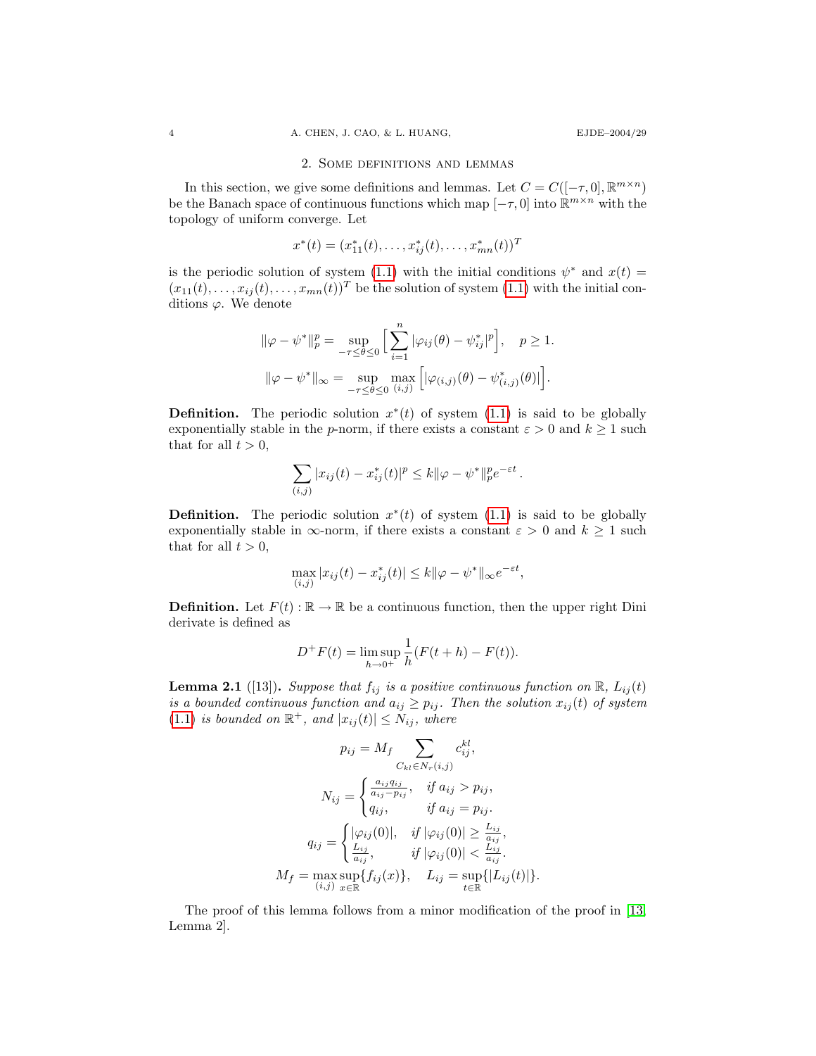## 2. Some definitions and lemmas

In this section, we give some definitions and lemmas. Let $C = C([-\tau, 0], \mathbb{R}^{m\times n})$ be the Banach space of continuous functions which map $[-\tau, 0]$ into $\mathbb{R}^{m\times n}$ with the topology of uniform converge. Let

$$x^*(t) = (x_{11}^*(t), \dots, x_{ij}^*(t), \dots, x_{mn}^*(t))^T$$

is the periodic solution of system (1.1) with the initial conditions $\psi^*$ and $x(t) = (x_{11}(t), \dots, x_{ij}(t), \dots, x_{mn}(t))^T$ be the solution of system (1.1) with the initial conditions $\varphi$. We denote

$$\|\varphi - \psi^*\|_p^p = \sup_{-\tau \le \theta \le 0} \Big[ \sum_{i=1}^{n} |\varphi_{ij}(\theta) - \psi_{ij}^*|^p \Big], \quad p \ge 1.$$

$$\|\varphi - \psi^*\|_\infty = \sup_{-\tau \le \theta \le 0} \max_{(i,j)} \Big[ |\varphi_{(i,j)}(\theta) - \psi_{(i,j)}^*(\theta)| \Big].$$

**Definition.** The periodic solution $x^*(t)$ of system (1.1) is said to be globally exponentially stable in the $p$-norm, if there exists a constant $\varepsilon > 0$ and $k \ge 1$ such that for all $t > 0$,

$$\sum_{(i,j)} |x_{ij}(t) - x_{ij}^*(t)|^p \le k \|\varphi - \psi^*\|_p^p e^{-\varepsilon t}.$$

**Definition.** The periodic solution $x^*(t)$ of system (1.1) is said to be globally exponentially stable in $\infty$-norm, if there exists a constant $\varepsilon > 0$ and $k \ge 1$ such that for all $t > 0$,

$$\max_{(i,j)} |x_{ij}(t) - x_{ij}^*(t)| \le k \|\varphi - \psi^*\|_\infty e^{-\varepsilon t},$$

**Definition.** Let $F(t) : \mathbb{R} \to \mathbb{R}$ be a continuous function, then the upper right Dini derivate is defined as

$$D^+F(t) = \limsup_{h \to 0^+} \frac{1}{h}(F(t+h) - F(t)).$$

**Lemma 2.1** ([13]). *Suppose that $f_{ij}$ is a positive continuous function on $\mathbb{R}$, $L_{ij}(t)$ is a bounded continuous function and $a_{ij} \ge p_{ij}$. Then the solution $x_{ij}(t)$ of system (1.1) is bounded on $\mathbb{R}^+$, and $|x_{ij}(t)| \le N_{ij}$, where*

$$p_{ij} = M_f \sum_{C_{kl} \in N_r(i,j)} c_{ij}^{kl},$$

$$N_{ij} = \begin{cases} \frac{a_{ij} q_{ij}}{a_{ij} - p_{ij}}, & \text{if } a_{ij} > p_{ij}, \\ q_{ij}, & \text{if } a_{ij} = p_{ij}. \end{cases}$$

$$q_{ij} = \begin{cases} |\varphi_{ij}(0)|, & \text{if } |\varphi_{ij}(0)| \ge \frac{L_{ij}}{a_{ij}}, \\ \frac{L_{ij}}{a_{ij}}, & \text{if } |\varphi_{ij}(0)| < \frac{L_{ij}}{a_{ij}}. \end{cases}$$

$$M_f = \max_{(i,j)} \sup_{x \in \mathbb{R}} \{f_{ij}(x)\}, \quad L_{ij} = \sup_{t \in \mathbb{R}} \{|L_{ij}(t)|\}.$$

The proof of this lemma follows from a minor modification of the proof in [13, Lemma 2].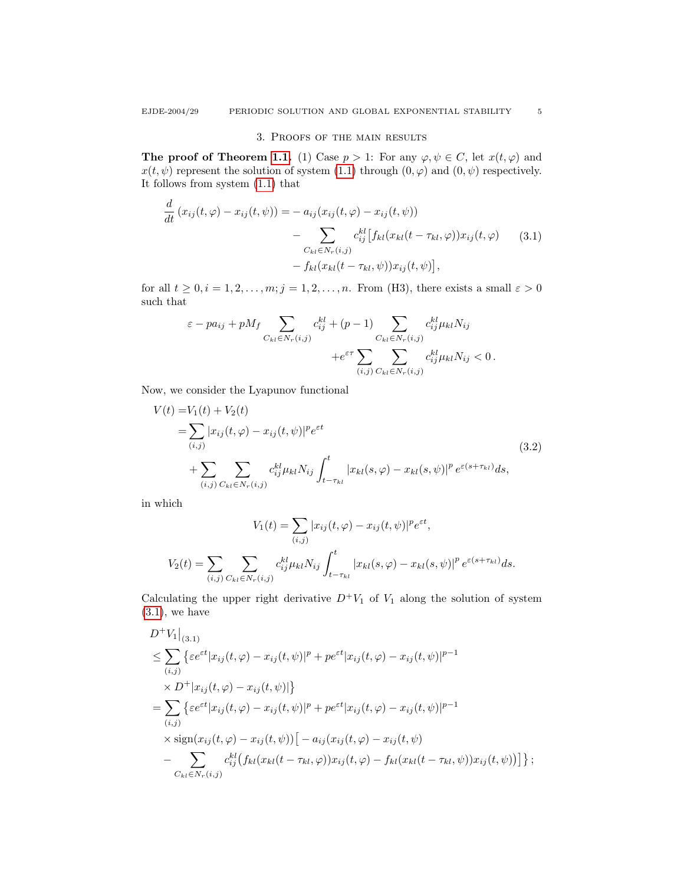## 3. Proofs of the main results

**The proof of Theorem 1.1.** (1) Case $p > 1$: For any $\varphi, \psi \in C$, let $x(t,\varphi)$ and $x(t,\psi)$ represent the solution of system (1.1) through $(0,\varphi)$ and $(0,\psi)$ respectively. It follows from system (1.1) that

$$
\begin{aligned}
\frac{d}{dt}\left(x_{ij}(t,\varphi) - x_{ij}(t,\psi)\right) = &- a_{ij}(x_{ij}(t,\varphi) - x_{ij}(t,\psi)) \\
&- \sum_{C_{kl}\in N_r(i,j)} c_{ij}^{kl}\big[f_{kl}(x_{kl}(t-\tau_{kl},\varphi))x_{ij}(t,\varphi) \\
&- f_{kl}(x_{kl}(t-\tau_{kl},\psi))x_{ij}(t,\psi)\big],
\end{aligned}
\tag{3.1}
$$

for all $t \geq 0, i = 1,2,\dots,m; j = 1,2,\dots,n$. From (H3), there exists a small $\varepsilon > 0$ such that

$$
\begin{aligned}
\varepsilon - pa_{ij} + pM_f \sum_{C_{kl}\in N_r(i,j)} c_{ij}^{kl} + (p-1)\sum_{C_{kl}\in N_r(i,j)} c_{ij}^{kl}\mu_{kl}N_{ij} \\
+ e^{\varepsilon\tau}\sum_{(i,j)}\sum_{C_{kl}\in N_r(i,j)} c_{ij}^{kl}\mu_{kl}N_{ij} < 0\,.
\end{aligned}
$$

Now, we consider the Lyapunov functional

$$
\begin{aligned}
V(t) =& V_1(t) + V_2(t) \\
=& \sum_{(i,j)} |x_{ij}(t,\varphi) - x_{ij}(t,\psi)|^p e^{\varepsilon t} \\
&+ \sum_{(i,j)}\sum_{C_{kl}\in N_r(i,j)} c_{ij}^{kl}\mu_{kl}N_{ij}\int_{t-\tau_{kl}}^{t} |x_{kl}(s,\varphi) - x_{kl}(s,\psi)|^p\, e^{\varepsilon(s+\tau_{kl})}ds,
\end{aligned}
\tag{3.2}
$$

in which

$$
V_1(t) = \sum_{(i,j)} |x_{ij}(t,\varphi) - x_{ij}(t,\psi)|^p e^{\varepsilon t},
$$

$$
V_2(t) = \sum_{(i,j)}\sum_{C_{kl}\in N_r(i,j)} c_{ij}^{kl}\mu_{kl}N_{ij}\int_{t-\tau_{kl}}^{t} |x_{kl}(s,\varphi) - x_{kl}(s,\psi)|^p\, e^{\varepsilon(s+\tau_{kl})}ds.
$$

Calculating the upper right derivative $D^+V_1$ of $V_1$ along the solution of system (3.1), we have

$$
\begin{aligned}
&D^+V_1\big|_{(3.1)} \\
&\leq \sum_{(i,j)}\big\{\varepsilon e^{\varepsilon t}|x_{ij}(t,\varphi) - x_{ij}(t,\psi)|^p + pe^{\varepsilon t}|x_{ij}(t,\varphi) - x_{ij}(t,\psi)|^{p-1} \\
&\quad\times D^+|x_{ij}(t,\varphi) - x_{ij}(t,\psi)|\big\} \\
&= \sum_{(i,j)}\big\{\varepsilon e^{\varepsilon t}|x_{ij}(t,\varphi) - x_{ij}(t,\psi)|^p + pe^{\varepsilon t}|x_{ij}(t,\varphi) - x_{ij}(t,\psi)|^{p-1} \\
&\quad\times \operatorname{sign}(x_{ij}(t,\varphi) - x_{ij}(t,\psi))\big[-a_{ij}(x_{ij}(t,\varphi) - x_{ij}(t,\psi) \\
&\quad - \sum_{C_{kl}\in N_r(i,j)} c_{ij}^{kl}\big(f_{kl}(x_{kl}(t-\tau_{kl},\varphi))x_{ij}(t,\varphi) - f_{kl}(x_{kl}(t-\tau_{kl},\psi))x_{ij}(t,\psi)\big)\big]\big\}\,;
\end{aligned}
$$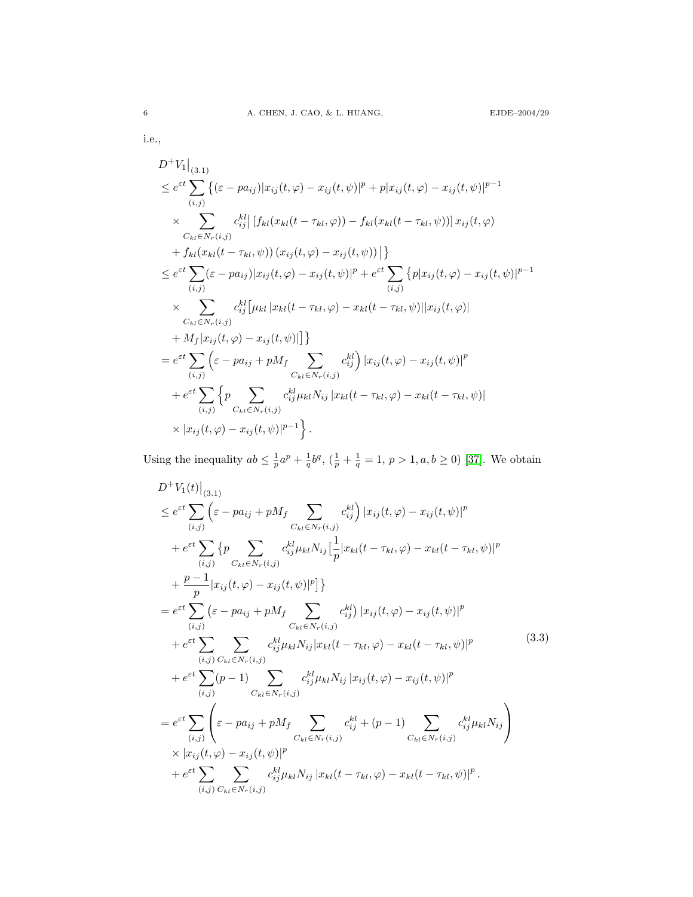i.e.,

$$
\begin{aligned}
&D^+V_1\big|_{(3.1)} \\
&\le e^{\varepsilon t}\sum_{(i,j)}\big\{(\varepsilon - pa_{ij})|x_{ij}(t,\varphi)-x_{ij}(t,\psi)|^p + p|x_{ij}(t,\varphi)-x_{ij}(t,\psi)|^{p-1} \\
&\quad\times \sum_{C_{kl}\in N_r(i,j)} c_{ij}^{kl}\big|\left[f_{kl}(x_{kl}(t-\tau_{kl},\varphi)) - f_{kl}(x_{kl}(t-\tau_{kl},\psi))\right]x_{ij}(t,\varphi) \\
&\quad + f_{kl}(x_{kl}(t-\tau_{kl},\psi))\left(x_{ij}(t,\varphi)-x_{ij}(t,\psi)\right)\big|\big\} \\
&\le e^{\varepsilon t}\sum_{(i,j)}(\varepsilon - pa_{ij})|x_{ij}(t,\varphi)-x_{ij}(t,\psi)|^p + e^{\varepsilon t}\sum_{(i,j)}\big\{p|x_{ij}(t,\varphi)-x_{ij}(t,\psi)|^{p-1} \\
&\quad\times \sum_{C_{kl}\in N_r(i,j)} c_{ij}^{kl}\big[\mu_{kl}\,|x_{kl}(t-\tau_{kl},\varphi)-x_{kl}(t-\tau_{kl},\psi)||x_{ij}(t,\varphi)| \\
&\quad + M_f|x_{ij}(t,\varphi)-x_{ij}(t,\psi)|\big]\big\} \\
&= e^{\varepsilon t}\sum_{(i,j)}\Big(\varepsilon - pa_{ij} + pM_f\sum_{C_{kl}\in N_r(i,j)} c_{ij}^{kl}\Big)|x_{ij}(t,\varphi)-x_{ij}(t,\psi)|^p \\
&\quad + e^{\varepsilon t}\sum_{(i,j)}\Big\{p\sum_{C_{kl}\in N_r(i,j)} c_{ij}^{kl}\mu_{kl}N_{ij}\,|x_{kl}(t-\tau_{kl},\varphi)-x_{kl}(t-\tau_{kl},\psi)| \\
&\quad\times|x_{ij}(t,\varphi)-x_{ij}(t,\psi)|^{p-1}\Big\}.
\end{aligned}
$$

Using the inequality $ab \le \frac{1}{p}a^p + \frac{1}{q}b^q$, $(\frac{1}{p}+\frac{1}{q}=1,\ p>1, a,b\ge 0)$ [37]. We obtain

$$
\begin{aligned}
&D^+V_1(t)\big|_{(3.1)} \\
&\le e^{\varepsilon t}\sum_{(i,j)}\Big(\varepsilon - pa_{ij} + pM_f\sum_{C_{kl}\in N_r(i,j)} c_{ij}^{kl}\Big)|x_{ij}(t,\varphi)-x_{ij}(t,\psi)|^p \\
&\quad + e^{\varepsilon t}\sum_{(i,j)}\big\{p\sum_{C_{kl}\in N_r(i,j)} c_{ij}^{kl}\mu_{kl}N_{ij}\big[\frac{1}{p}|x_{kl}(t-\tau_{kl},\varphi)-x_{kl}(t-\tau_{kl},\psi)|^p \\
&\quad + \frac{p-1}{p}|x_{ij}(t,\varphi)-x_{ij}(t,\psi)|^p\big]\big\} \\
&= e^{\varepsilon t}\sum_{(i,j)}\big(\varepsilon - pa_{ij} + pM_f\sum_{C_{kl}\in N_r(i,j)} c_{ij}^{kl}\big)|x_{ij}(t,\varphi)-x_{ij}(t,\psi)|^p \\
&\quad + e^{\varepsilon t}\sum_{(i,j)}\sum_{C_{kl}\in N_r(i,j)} c_{ij}^{kl}\mu_{kl}N_{ij}|x_{kl}(t-\tau_{kl},\varphi)-x_{kl}(t-\tau_{kl},\psi)|^p \\
&\quad + e^{\varepsilon t}\sum_{(i,j)}(p-1)\sum_{C_{kl}\in N_r(i,j)} c_{ij}^{kl}\mu_{kl}N_{ij}\,|x_{ij}(t,\varphi)-x_{ij}(t,\psi)|^p \\
&= e^{\varepsilon t}\sum_{(i,j)}\Bigg(\varepsilon - pa_{ij} + pM_f\sum_{C_{kl}\in N_r(i,j)} c_{ij}^{kl} + (p-1)\sum_{C_{kl}\in N_r(i,j)} c_{ij}^{kl}\mu_{kl}N_{ij}\Bigg) \\
&\quad\times|x_{ij}(t,\varphi)-x_{ij}(t,\psi)|^p \\
&\quad + e^{\varepsilon t}\sum_{(i,j)}\sum_{C_{kl}\in N_r(i,j)} c_{ij}^{kl}\mu_{kl}N_{ij}\,|x_{kl}(t-\tau_{kl},\varphi)-x_{kl}(t-\tau_{kl},\psi)|^p.
\end{aligned}
\tag{3.3}
$$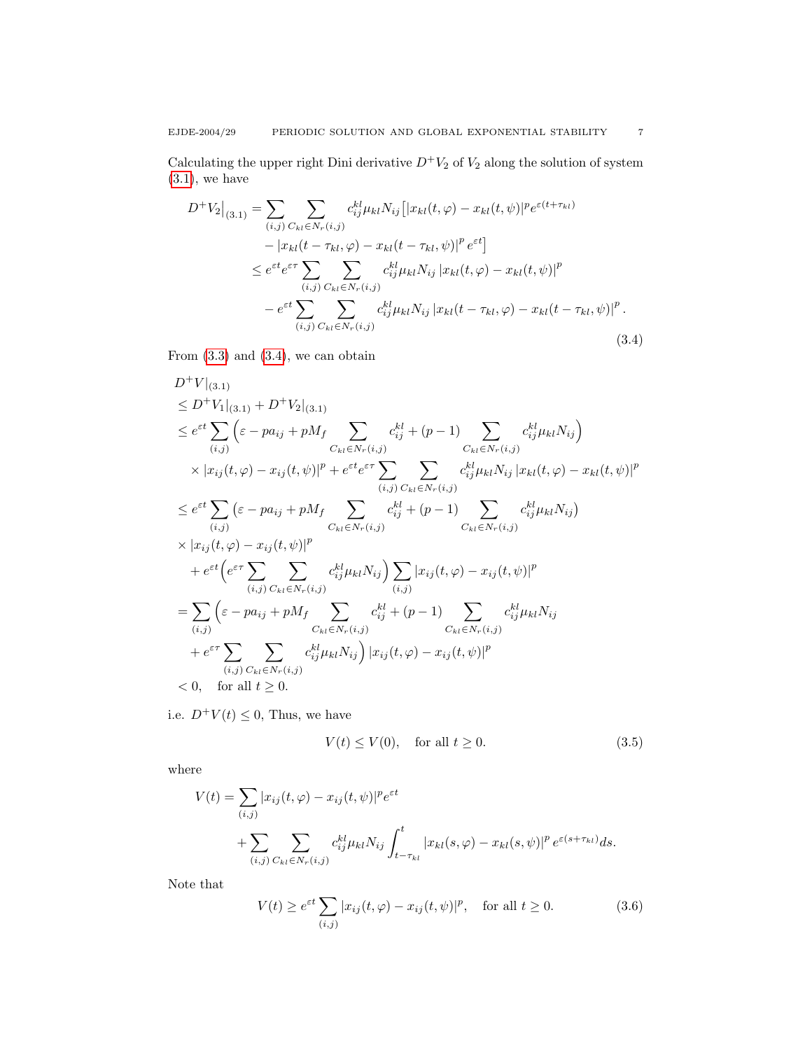Calculating the upper right Dini derivative $D^+V_2$ of $V_2$ along the solution of system (3.1), we have

$$
\begin{aligned}
D^+V_2\big|_{(3.1)} &= \sum_{(i,j)} \sum_{C_{kl}\in N_r(i,j)} c_{ij}^{kl}\mu_{kl}N_{ij}\big[|x_{kl}(t,\varphi)-x_{kl}(t,\psi)|^p e^{\varepsilon(t+\tau_{kl})} \\
&\quad - |x_{kl}(t-\tau_{kl},\varphi)-x_{kl}(t-\tau_{kl},\psi)|^p e^{\varepsilon t}\big] \\
&\le e^{\varepsilon t}e^{\varepsilon\tau}\sum_{(i,j)} \sum_{C_{kl}\in N_r(i,j)} c_{ij}^{kl}\mu_{kl}N_{ij}\,|x_{kl}(t,\varphi)-x_{kl}(t,\psi)|^p \\
&\quad - e^{\varepsilon t}\sum_{(i,j)} \sum_{C_{kl}\in N_r(i,j)} c_{ij}^{kl}\mu_{kl}N_{ij}\,|x_{kl}(t-\tau_{kl},\varphi)-x_{kl}(t-\tau_{kl},\psi)|^p\,.
\end{aligned}
\tag{3.4}
$$

From (3.3) and (3.4), we can obtain

$$
\begin{aligned}
&D^+V|_{(3.1)} \\
&\le D^+V_1|_{(3.1)} + D^+V_2|_{(3.1)} \\
&\le e^{\varepsilon t}\sum_{(i,j)}\Big(\varepsilon - pa_{ij} + pM_f\sum_{C_{kl}\in N_r(i,j)} c_{ij}^{kl} + (p-1)\sum_{C_{kl}\in N_r(i,j)} c_{ij}^{kl}\mu_{kl}N_{ij}\Big) \\
&\quad\times |x_{ij}(t,\varphi)-x_{ij}(t,\psi)|^p + e^{\varepsilon t}e^{\varepsilon\tau}\sum_{(i,j)} \sum_{C_{kl}\in N_r(i,j)} c_{ij}^{kl}\mu_{kl}N_{ij}\,|x_{kl}(t,\varphi)-x_{kl}(t,\psi)|^p \\
&\le e^{\varepsilon t}\sum_{(i,j)}\big(\varepsilon - pa_{ij} + pM_f\sum_{C_{kl}\in N_r(i,j)} c_{ij}^{kl} + (p-1)\sum_{C_{kl}\in N_r(i,j)} c_{ij}^{kl}\mu_{kl}N_{ij}\big) \\
&\times |x_{ij}(t,\varphi)-x_{ij}(t,\psi)|^p \\
&\quad + e^{\varepsilon t}\Big(e^{\varepsilon\tau}\sum_{(i,j)} \sum_{C_{kl}\in N_r(i,j)} c_{ij}^{kl}\mu_{kl}N_{ij}\Big)\sum_{(i,j)}|x_{ij}(t,\varphi)-x_{ij}(t,\psi)|^p \\
&= \sum_{(i,j)}\Big(\varepsilon - pa_{ij} + pM_f\sum_{C_{kl}\in N_r(i,j)} c_{ij}^{kl} + (p-1)\sum_{C_{kl}\in N_r(i,j)} c_{ij}^{kl}\mu_{kl}N_{ij} \\
&\quad + e^{\varepsilon\tau}\sum_{(i,j)} \sum_{C_{kl}\in N_r(i,j)} c_{ij}^{kl}\mu_{kl}N_{ij}\Big)\,|x_{ij}(t,\varphi)-x_{ij}(t,\psi)|^p \\
&< 0, \quad \text{for all } t\ge 0.
\end{aligned}
$$

i.e. $D^+V(t)\le 0$, Thus, we have

$$
V(t)\le V(0), \quad \text{for all } t\ge 0. \tag{3.5}
$$

where

$$
\begin{aligned}
V(t) &= \sum_{(i,j)}|x_{ij}(t,\varphi)-x_{ij}(t,\psi)|^p e^{\varepsilon t} \\
&\quad + \sum_{(i,j)} \sum_{C_{kl}\in N_r(i,j)} c_{ij}^{kl}\mu_{kl}N_{ij}\int_{t-\tau_{kl}}^{t}|x_{kl}(s,\varphi)-x_{kl}(s,\psi)|^p\, e^{\varepsilon(s+\tau_{kl})}ds.
\end{aligned}
$$

Note that

$$
V(t)\ge e^{\varepsilon t}\sum_{(i,j)}|x_{ij}(t,\varphi)-x_{ij}(t,\psi)|^p, \quad \text{for all } t\ge 0. \tag{3.6}
$$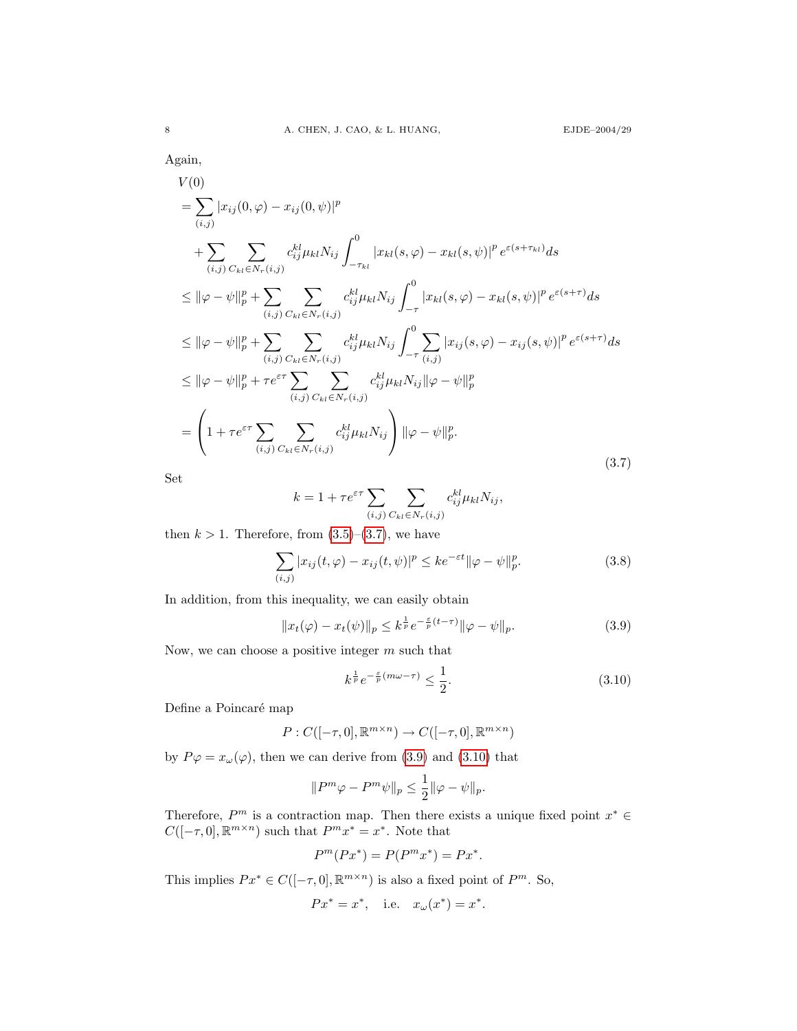Again,

$$
\begin{aligned}
&V(0) \\
&= \sum_{(i,j)} |x_{ij}(0,\varphi) - x_{ij}(0,\psi)|^p \\
&\quad + \sum_{(i,j)} \sum_{C_{kl}\in N_r(i,j)} c_{ij}^{kl}\mu_{kl}N_{ij} \int_{-\tau_{kl}}^{0} |x_{kl}(s,\varphi) - x_{kl}(s,\psi)|^p e^{\varepsilon(s+\tau_{kl})} ds \\
&\le \|\varphi-\psi\|_p^p + \sum_{(i,j)} \sum_{C_{kl}\in N_r(i,j)} c_{ij}^{kl}\mu_{kl}N_{ij} \int_{-\tau}^{0} |x_{kl}(s,\varphi) - x_{kl}(s,\psi)|^p e^{\varepsilon(s+\tau)} ds \\
&\le \|\varphi-\psi\|_p^p + \sum_{(i,j)} \sum_{C_{kl}\in N_r(i,j)} c_{ij}^{kl}\mu_{kl}N_{ij} \int_{-\tau}^{0} \sum_{(i,j)} |x_{ij}(s,\varphi) - x_{ij}(s,\psi)|^p e^{\varepsilon(s+\tau)} ds \\
&\le \|\varphi-\psi\|_p^p + \tau e^{\varepsilon\tau} \sum_{(i,j)} \sum_{C_{kl}\in N_r(i,j)} c_{ij}^{kl}\mu_{kl}N_{ij} \|\varphi-\psi\|_p^p \\
&= \Big(1 + \tau e^{\varepsilon\tau} \sum_{(i,j)} \sum_{C_{kl}\in N_r(i,j)} c_{ij}^{kl}\mu_{kl}N_{ij}\Big) \|\varphi-\psi\|_p^p.
\end{aligned}
\tag{3.7}
$$

Set

$$
k = 1 + \tau e^{\varepsilon\tau} \sum_{(i,j)} \sum_{C_{kl}\in N_r(i,j)} c_{ij}^{kl}\mu_{kl}N_{ij},
$$

then $k > 1$. Therefore, from (3.5)–(3.7), we have

$$
\sum_{(i,j)} |x_{ij}(t,\varphi) - x_{ij}(t,\psi)|^p \le k e^{-\varepsilon t} \|\varphi-\psi\|_p^p. \tag{3.8}
$$

In addition, from this inequality, we can easily obtain

$$
\|x_t(\varphi) - x_t(\psi)\|_p \le k^{\frac{1}{p}} e^{-\frac{\varepsilon}{p}(t-\tau)} \|\varphi-\psi\|_p. \tag{3.9}
$$

Now, we can choose a positive integer $m$ such that

$$
k^{\frac{1}{p}} e^{-\frac{\varepsilon}{p}(m\omega-\tau)} \le \frac{1}{2}. \tag{3.10}
$$

Define a Poincaré map

$$
P : C([-\tau,0],\mathbb{R}^{m\times n}) \to C([-\tau,0],\mathbb{R}^{m\times n})
$$

by $P\varphi = x_\omega(\varphi)$, then we can derive from (3.9) and (3.10) that

$$
\|P^m\varphi - P^m\psi\|_p \le \frac{1}{2}\|\varphi-\psi\|_p.
$$

Therefore, $P^m$ is a contraction map. Then there exists a unique fixed point $x^* \in C([-\tau,0],\mathbb{R}^{m\times n})$ such that $P^m x^* = x^*$. Note that

$$
P^m(Px^*) = P(P^m x^*) = Px^*.
$$

This implies $Px^* \in C([-\tau,0],\mathbb{R}^{m\times n})$ is also a fixed point of $P^m$. So,

$$
Px^* = x^*, \quad \text{i.e.} \quad x_\omega(x^*) = x^*.
$$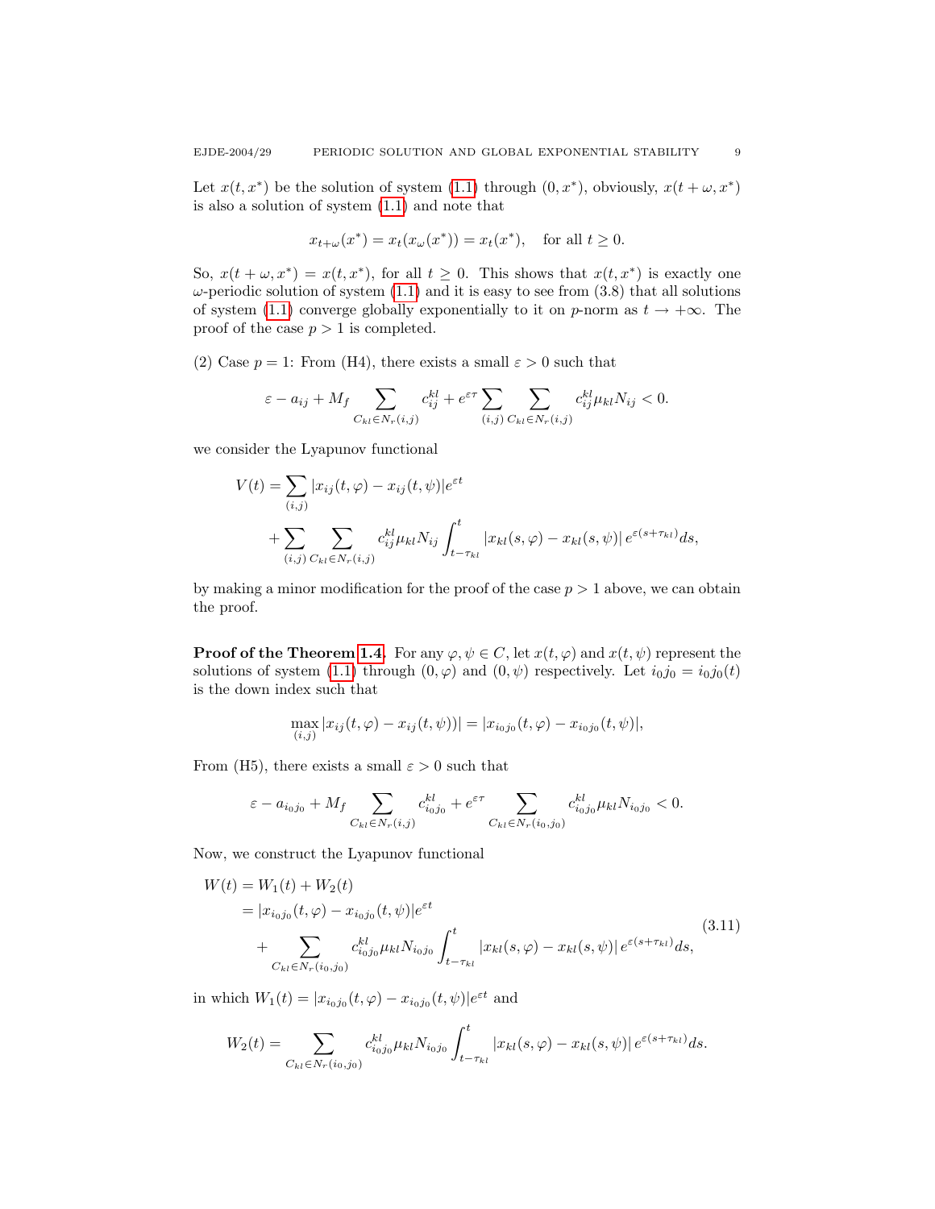Let $x(t, x^*)$ be the solution of system (1.1) through $(0, x^*)$, obviously, $x(t + \omega, x^*)$ is also a solution of system (1.1) and note that

$$x_{t+\omega}(x^*) = x_t(x_\omega(x^*)) = x_t(x^*), \quad \text{for all } t \geq 0.$$

So, $x(t + \omega, x^*) = x(t, x^*)$, for all $t \geq 0$. This shows that $x(t, x^*)$ is exactly one $\omega$-periodic solution of system (1.1) and it is easy to see from (3.8) that all solutions of system (1.1) converge globally exponentially to it on $p$-norm as $t \to +\infty$. The proof of the case $p > 1$ is completed.

(2) Case $p = 1$: From (H4), there exists a small $\varepsilon > 0$ such that

$$\varepsilon - a_{ij} + M_f \sum_{C_{kl} \in N_r(i,j)} c_{ij}^{kl} + e^{\varepsilon\tau} \sum_{(i,j)} \sum_{C_{kl} \in N_r(i,j)} c_{ij}^{kl} \mu_{kl} N_{ij} < 0.$$

we consider the Lyapunov functional

$$\begin{aligned}
V(t) = &\sum_{(i,j)} |x_{ij}(t, \varphi) - x_{ij}(t, \psi)| e^{\varepsilon t} \\
&+ \sum_{(i,j)} \sum_{C_{kl} \in N_r(i,j)} c_{ij}^{kl} \mu_{kl} N_{ij} \int_{t-\tau_{kl}}^{t} |x_{kl}(s, \varphi) - x_{kl}(s, \psi)| \, e^{\varepsilon(s+\tau_{kl})} ds,
\end{aligned}$$

by making a minor modification for the proof of the case $p > 1$ above, we can obtain the proof.

**Proof of the Theorem 1.4.** For any $\varphi, \psi \in C$, let $x(t, \varphi)$ and $x(t, \psi)$ represent the solutions of system (1.1) through $(0, \varphi)$ and $(0, \psi)$ respectively. Let $i_0 j_0 = i_0 j_0(t)$ is the down index such that

$$\max_{(i,j)} |x_{ij}(t, \varphi) - x_{ij}(t, \psi))| = |x_{i_0 j_0}(t, \varphi) - x_{i_0 j_0}(t, \psi)|,$$

From (H5), there exists a small $\varepsilon > 0$ such that

$$\varepsilon - a_{i_0 j_0} + M_f \sum_{C_{kl} \in N_r(i,j)} c_{i_0 j_0}^{kl} + e^{\varepsilon\tau} \sum_{C_{kl} \in N_r(i_0, j_0)} c_{i_0 j_0}^{kl} \mu_{kl} N_{i_0 j_0} < 0.$$

Now, we construct the Lyapunov functional

$$\begin{aligned}
W(t) &= W_1(t) + W_2(t) \\
&= |x_{i_0 j_0}(t, \varphi) - x_{i_0 j_0}(t, \psi)| e^{\varepsilon t} \\
&\quad + \sum_{C_{kl} \in N_r(i_0, j_0)} c_{i_0 j_0}^{kl} \mu_{kl} N_{i_0 j_0} \int_{t-\tau_{kl}}^{t} |x_{kl}(s, \varphi) - x_{kl}(s, \psi)| \, e^{\varepsilon(s+\tau_{kl})} ds,
\end{aligned} \tag{3.11}$$

in which $W_1(t) = |x_{i_0 j_0}(t, \varphi) - x_{i_0 j_0}(t, \psi)| e^{\varepsilon t}$ and

$$W_2(t) = \sum_{C_{kl} \in N_r(i_0, j_0)} c_{i_0 j_0}^{kl} \mu_{kl} N_{i_0 j_0} \int_{t-\tau_{kl}}^{t} |x_{kl}(s, \varphi) - x_{kl}(s, \psi)| \, e^{\varepsilon(s+\tau_{kl})} ds.$$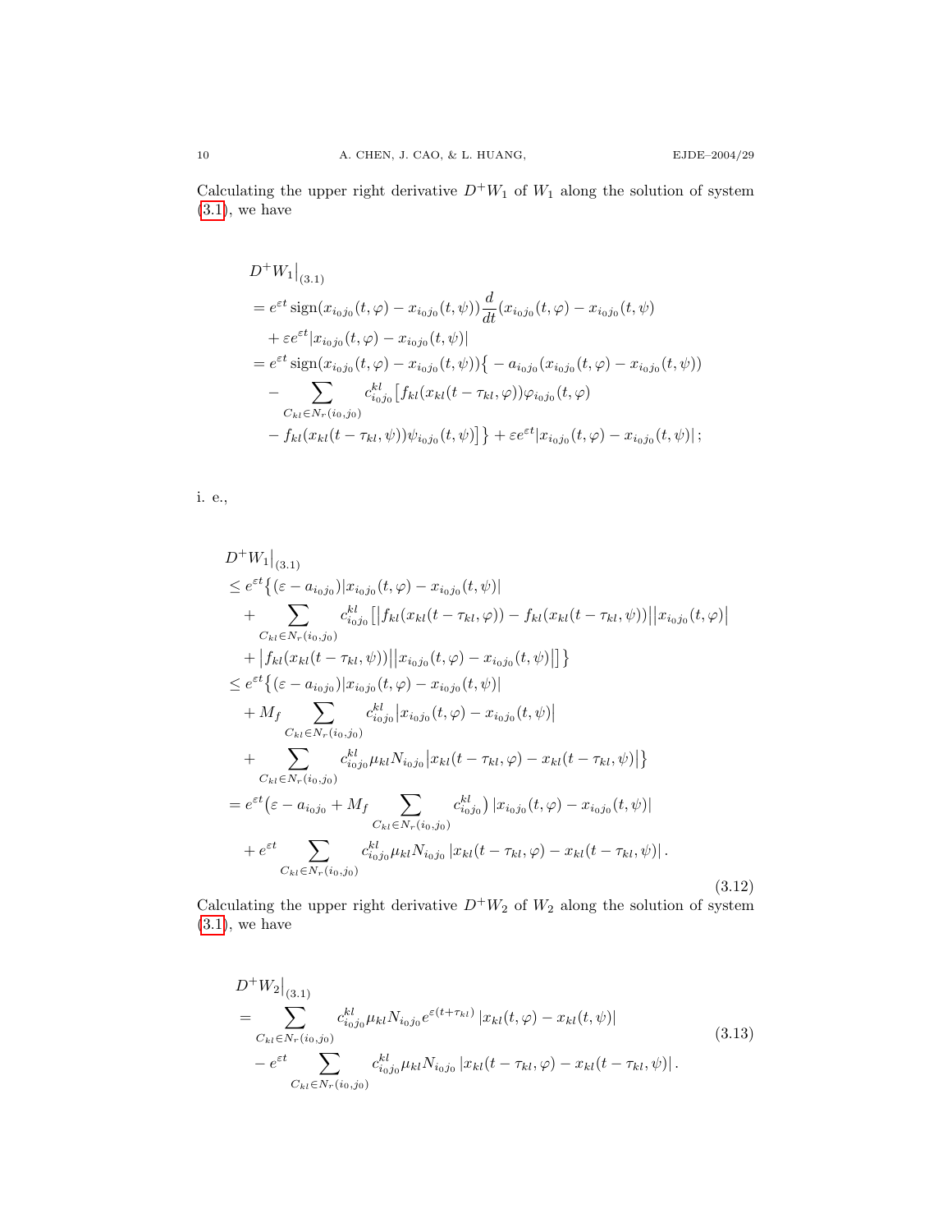Calculating the upper right derivative $D^+W_1$ of $W_1$ along the solution of system (3.1), we have

$$
\begin{aligned}
&D^+W_1\big|_{(3.1)}\\
&= e^{\varepsilon t}\operatorname{sign}(x_{i_0j_0}(t,\varphi)-x_{i_0j_0}(t,\psi))\frac{d}{dt}(x_{i_0j_0}(t,\varphi)-x_{i_0j_0}(t,\psi))\\
&\quad+\varepsilon e^{\varepsilon t}|x_{i_0j_0}(t,\varphi)-x_{i_0j_0}(t,\psi)|\\
&= e^{\varepsilon t}\operatorname{sign}(x_{i_0j_0}(t,\varphi)-x_{i_0j_0}(t,\psi))\big\{-a_{i_0j_0}(x_{i_0j_0}(t,\varphi)-x_{i_0j_0}(t,\psi))\\
&\quad-\sum_{C_{kl}\in N_r(i_0,j_0)} c^{kl}_{i_0j_0}\big[f_{kl}(x_{kl}(t-\tau_{kl},\varphi))\varphi_{i_0j_0}(t,\varphi)\\
&\quad-f_{kl}(x_{kl}(t-\tau_{kl},\psi))\psi_{i_0j_0}(t,\psi)\big]\big\}+\varepsilon e^{\varepsilon t}|x_{i_0j_0}(t,\varphi)-x_{i_0j_0}(t,\psi)|\,;
\end{aligned}
$$

i. e.,

$$
\begin{aligned}
&D^+W_1\big|_{(3.1)}\\
&\le e^{\varepsilon t}\big\{(\varepsilon-a_{i_0j_0})|x_{i_0j_0}(t,\varphi)-x_{i_0j_0}(t,\psi)|\\
&\quad+\sum_{C_{kl}\in N_r(i_0,j_0)} c^{kl}_{i_0j_0}\big[\big|f_{kl}(x_{kl}(t-\tau_{kl},\varphi))-f_{kl}(x_{kl}(t-\tau_{kl},\psi))\big|\big|x_{i_0j_0}(t,\varphi)\big|\\
&\quad+\big|f_{kl}(x_{kl}(t-\tau_{kl},\psi))\big|\big|x_{i_0j_0}(t,\varphi)-x_{i_0j_0}(t,\psi)\big|\big]\big\}\\
&\le e^{\varepsilon t}\big\{(\varepsilon-a_{i_0j_0})|x_{i_0j_0}(t,\varphi)-x_{i_0j_0}(t,\psi)|\\
&\quad+M_f\sum_{C_{kl}\in N_r(i_0,j_0)} c^{kl}_{i_0j_0}\big|x_{i_0j_0}(t,\varphi)-x_{i_0j_0}(t,\psi)\big|\\
&\quad+\sum_{C_{kl}\in N_r(i_0,j_0)} c^{kl}_{i_0j_0}\mu_{kl}N_{i_0j_0}\big|x_{kl}(t-\tau_{kl},\varphi)-x_{kl}(t-\tau_{kl},\psi)\big|\big\}\\
&= e^{\varepsilon t}\big(\varepsilon-a_{i_0j_0}+M_f\sum_{C_{kl}\in N_r(i_0,j_0)} c^{kl}_{i_0j_0}\big)\,|x_{i_0j_0}(t,\varphi)-x_{i_0j_0}(t,\psi)|\\
&\quad+e^{\varepsilon t}\sum_{C_{kl}\in N_r(i_0,j_0)} c^{kl}_{i_0j_0}\mu_{kl}N_{i_0j_0}\,|x_{kl}(t-\tau_{kl},\varphi)-x_{kl}(t-\tau_{kl},\psi)|\,.
\end{aligned}
\tag{3.12}
$$

Calculating the upper right derivative $D^+W_2$ of $W_2$ along the solution of system (3.1), we have

$$
\begin{aligned}
&D^+W_2\big|_{(3.1)}\\
&=\sum_{C_{kl}\in N_r(i_0,j_0)} c^{kl}_{i_0j_0}\mu_{kl}N_{i_0j_0}e^{\varepsilon(t+\tau_{kl})}\,|x_{kl}(t,\varphi)-x_{kl}(t,\psi)|\\
&\quad-e^{\varepsilon t}\sum_{C_{kl}\in N_r(i_0,j_0)} c^{kl}_{i_0j_0}\mu_{kl}N_{i_0j_0}\,|x_{kl}(t-\tau_{kl},\varphi)-x_{kl}(t-\tau_{kl},\psi)|\,.
\end{aligned}
\tag{3.13}
$$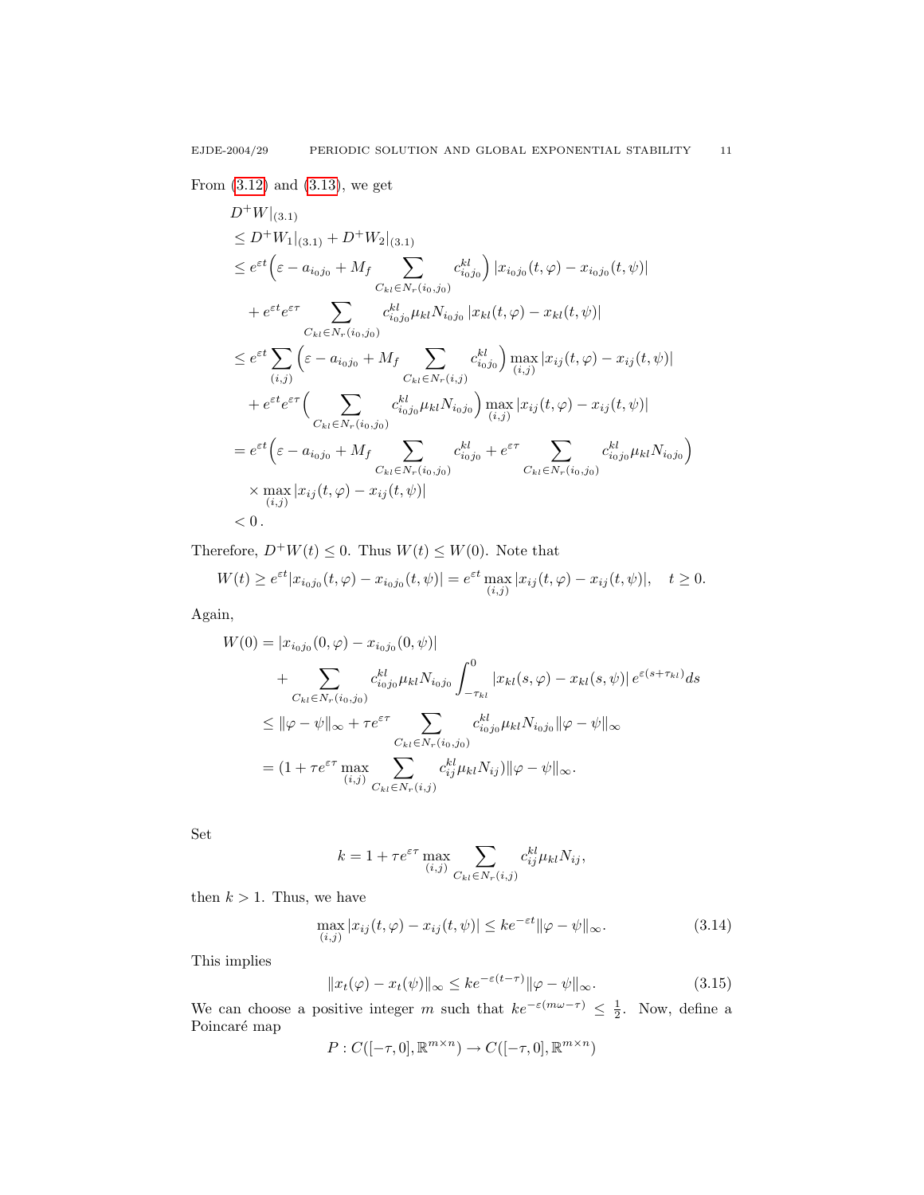From (3.12) and (3.13), we get

$$
\begin{aligned}
& D^+W|_{(3.1)} \\
& \le D^+W_1|_{(3.1)} + D^+W_2|_{(3.1)} \\
& \le e^{\varepsilon t}\Big(\varepsilon - a_{i_0j_0} + M_f \sum_{C_{kl}\in N_r(i_0,j_0)} c_{i_0j_0}^{kl}\Big)\,|x_{i_0j_0}(t,\varphi) - x_{i_0j_0}(t,\psi)| \\
& \quad + e^{\varepsilon t}e^{\varepsilon\tau} \sum_{C_{kl}\in N_r(i_0,j_0)} c_{i_0j_0}^{kl}\mu_{kl}N_{i_0j_0}\,|x_{kl}(t,\varphi) - x_{kl}(t,\psi)| \\
& \le e^{\varepsilon t}\sum_{(i,j)}\Big(\varepsilon - a_{i_0j_0} + M_f \sum_{C_{kl}\in N_r(i,j)} c_{i_0j_0}^{kl}\Big)\max_{(i,j)}|x_{ij}(t,\varphi) - x_{ij}(t,\psi)| \\
& \quad + e^{\varepsilon t}e^{\varepsilon\tau}\Big(\sum_{C_{kl}\in N_r(i_0,j_0)} c_{i_0j_0}^{kl}\mu_{kl}N_{i_0j_0}\Big)\max_{(i,j)}|x_{ij}(t,\varphi) - x_{ij}(t,\psi)| \\
& = e^{\varepsilon t}\Big(\varepsilon - a_{i_0j_0} + M_f \sum_{C_{kl}\in N_r(i_0,j_0)} c_{i_0j_0}^{kl} + e^{\varepsilon\tau}\sum_{C_{kl}\in N_r(i_0,j_0)} c_{i_0j_0}^{kl}\mu_{kl}N_{i_0j_0}\Big) \\
& \quad \times \max_{(i,j)}|x_{ij}(t,\varphi) - x_{ij}(t,\psi)| \\
& < 0\,.
\end{aligned}
$$

Therefore, $D^+W(t) \le 0$. Thus $W(t) \le W(0)$. Note that

$$
W(t) \ge e^{\varepsilon t}|x_{i_0j_0}(t,\varphi) - x_{i_0j_0}(t,\psi)| = e^{\varepsilon t}\max_{(i,j)}|x_{ij}(t,\varphi) - x_{ij}(t,\psi)|, \quad t \ge 0.
$$

Again,

$$
\begin{aligned}
W(0) &= |x_{i_0j_0}(0,\varphi) - x_{i_0j_0}(0,\psi)| \\
&\qquad + \sum_{C_{kl}\in N_r(i_0,j_0)} c_{i_0j_0}^{kl}\mu_{kl}N_{i_0j_0}\int_{-\tau_{kl}}^{0}|x_{kl}(s,\varphi) - x_{kl}(s,\psi)|\,e^{\varepsilon(s+\tau_{kl})}ds \\
&\le \|\varphi - \psi\|_\infty + \tau e^{\varepsilon\tau}\sum_{C_{kl}\in N_r(i_0,j_0)} c_{i_0j_0}^{kl}\mu_{kl}N_{i_0j_0}\|\varphi - \psi\|_\infty \\
&= (1 + \tau e^{\varepsilon\tau}\max_{(i,j)}\sum_{C_{kl}\in N_r(i,j)} c_{ij}^{kl}\mu_{kl}N_{ij})\|\varphi - \psi\|_\infty.
\end{aligned}
$$

Set

$$
k = 1 + \tau e^{\varepsilon\tau}\max_{(i,j)}\sum_{C_{kl}\in N_r(i,j)} c_{ij}^{kl}\mu_{kl}N_{ij},
$$

then $k > 1$. Thus, we have

$$
\max_{(i,j)}|x_{ij}(t,\varphi) - x_{ij}(t,\psi)| \le ke^{-\varepsilon t}\|\varphi - \psi\|_\infty. \tag{3.14}
$$

This implies

$$
\|x_t(\varphi) - x_t(\psi)\|_\infty \le ke^{-\varepsilon(t-\tau)}\|\varphi - \psi\|_\infty. \tag{3.15}
$$

We can choose a positive integer $m$ such that $ke^{-\varepsilon(m\omega-\tau)} \le \frac{1}{2}$. Now, define a Poincaré map

$$
P : C([-\tau,0],\mathbb{R}^{m\times n}) \to C([-\tau,0],\mathbb{R}^{m\times n})
$$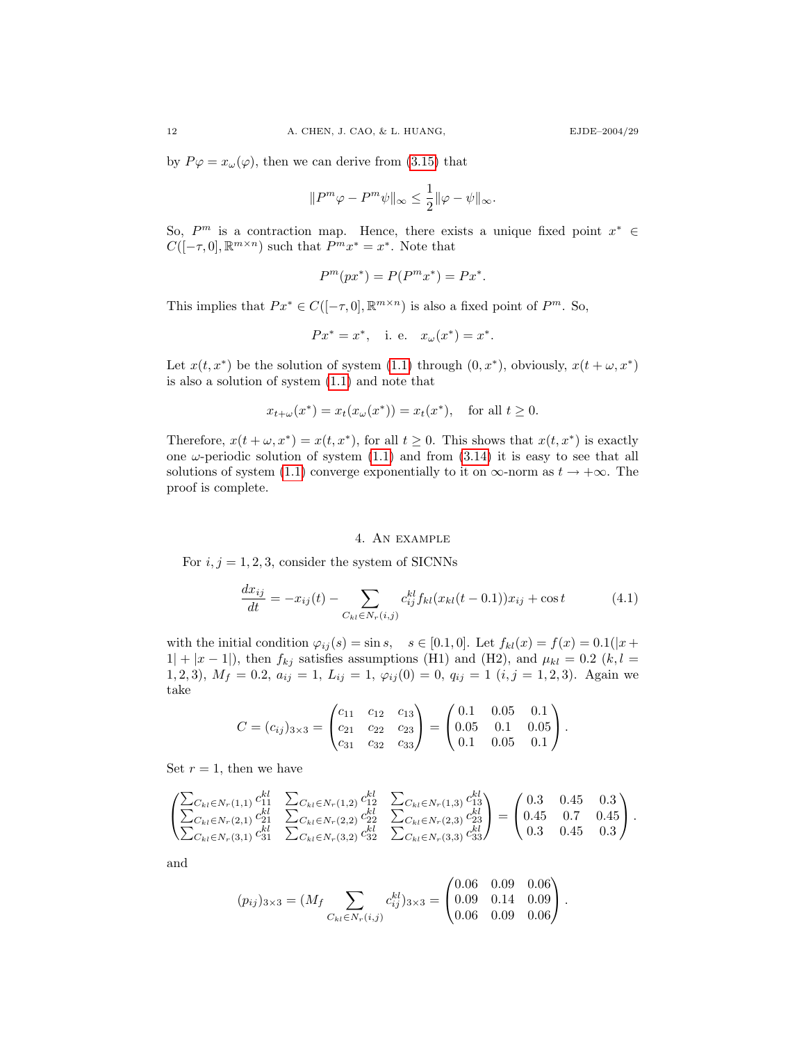by $P\varphi = x_\omega(\varphi)$, then we can derive from (3.15) that

$$\|P^m\varphi - P^m\psi\|_\infty \le \frac{1}{2}\|\varphi - \psi\|_\infty.$$

So, $P^m$ is a contraction map. Hence, there exists a unique fixed point $x^* \in C([-\tau, 0], \mathbb{R}^{m\times n})$ such that $P^m x^* = x^*$. Note that

$$P^m(px^*) = P(P^m x^*) = Px^*.$$

This implies that $Px^* \in C([-\tau, 0], \mathbb{R}^{m\times n})$ is also a fixed point of $P^m$. So,

$$Px^* = x^*, \quad \text{i. e.} \quad x_\omega(x^*) = x^*.$$

Let $x(t, x^*)$ be the solution of system (1.1) through $(0, x^*)$, obviously, $x(t+\omega, x^*)$ is also a solution of system (1.1) and note that

$$x_{t+\omega}(x^*) = x_t(x_\omega(x^*)) = x_t(x^*), \quad \text{for all } t \ge 0.$$

Therefore, $x(t+\omega, x^*) = x(t, x^*)$, for all $t \ge 0$. This shows that $x(t, x^*)$ is exactly one $\omega$-periodic solution of system (1.1) and from (3.14) it is easy to see that all solutions of system (1.1) converge exponentially to it on $\infty$-norm as $t \to +\infty$. The proof is complete.

## 4. An example

For $i, j = 1, 2, 3$, consider the system of SICNNs

$$\frac{dx_{ij}}{dt} = -x_{ij}(t) - \sum_{C_{kl}\in N_r(i,j)} c_{ij}^{kl} f_{kl}(x_{kl}(t-0.1))x_{ij} + \cos t \tag{4.1}$$

with the initial condition $\varphi_{ij}(s) = \sin s, \quad s \in [0.1, 0]$. Let $f_{kl}(x) = f(x) = 0.1(|x+1| + |x-1|)$, then $f_{kj}$ satisfies assumptions (H1) and (H2), and $\mu_{kl} = 0.2$ $(k, l = 1, 2, 3)$, $M_f = 0.2$, $a_{ij} = 1$, $L_{ij} = 1$, $\varphi_{ij}(0) = 0$, $q_{ij} = 1$ $(i, j = 1, 2, 3)$. Again we take

$$C = (c_{ij})_{3\times 3} = \begin{pmatrix} c_{11} & c_{12} & c_{13} \\ c_{21} & c_{22} & c_{23} \\ c_{31} & c_{32} & c_{33} \end{pmatrix} = \begin{pmatrix} 0.1 & 0.05 & 0.1 \\ 0.05 & 0.1 & 0.05 \\ 0.1 & 0.05 & 0.1 \end{pmatrix}.$$

Set $r = 1$, then we have

$$\begin{pmatrix} \sum_{C_{kl}\in N_r(1,1)} c_{11}^{kl} & \sum_{C_{kl}\in N_r(1,2)} c_{12}^{kl} & \sum_{C_{kl}\in N_r(1,3)} c_{13}^{kl} \\ \sum_{C_{kl}\in N_r(2,1)} c_{21}^{kl} & \sum_{C_{kl}\in N_r(2,2)} c_{22}^{kl} & \sum_{C_{kl}\in N_r(2,3)} c_{23}^{kl} \\ \sum_{C_{kl}\in N_r(3,1)} c_{31}^{kl} & \sum_{C_{kl}\in N_r(3,2)} c_{32}^{kl} & \sum_{C_{kl}\in N_r(3,3)} c_{33}^{kl} \end{pmatrix} = \begin{pmatrix} 0.3 & 0.45 & 0.3 \\ 0.45 & 0.7 & 0.45 \\ 0.3 & 0.45 & 0.3 \end{pmatrix}.$$

and

$$(p_{ij})_{3\times 3} = (M_f \sum_{C_{kl}\in N_r(i,j)} c_{ij}^{kl})_{3\times 3} = \begin{pmatrix} 0.06 & 0.09 & 0.06 \\ 0.09 & 0.14 & 0.09 \\ 0.06 & 0.09 & 0.06 \end{pmatrix}.$$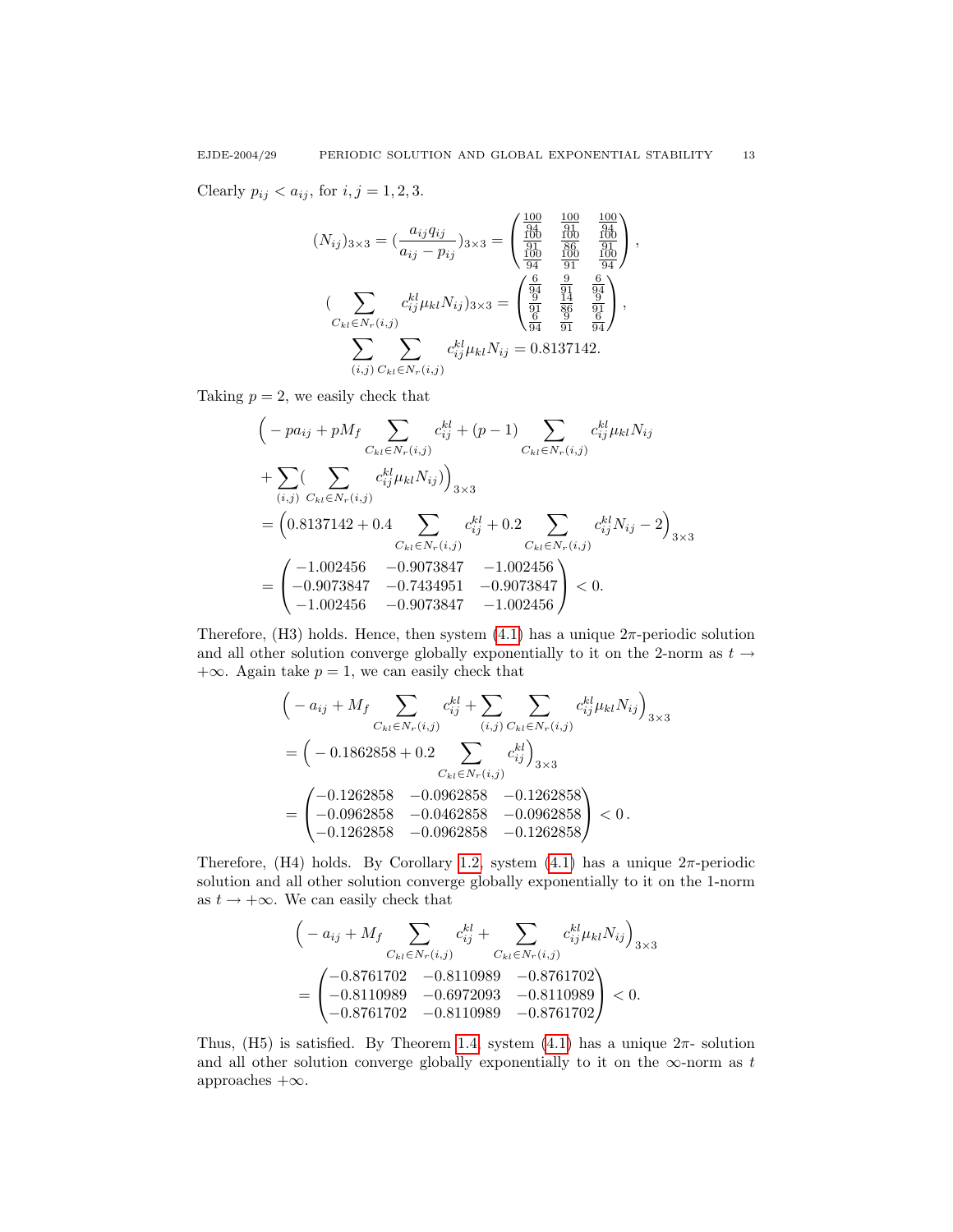Clearly $p_{ij} < a_{ij}$, for $i, j = 1, 2, 3$.

$$
(N_{ij})_{3\times 3} = (\frac{a_{ij} q_{ij}}{a_{ij} - p_{ij}})_{3\times 3} = \begin{pmatrix} \frac{100}{94} & \frac{100}{91} & \frac{100}{94} \\ \frac{100}{91} & \frac{100}{86} & \frac{100}{91} \\ \frac{100}{94} & \frac{100}{91} & \frac{100}{94} \end{pmatrix},
$$

$$
(\sum_{C_{kl}\in N_r(i,j)} c_{ij}^{kl} \mu_{kl} N_{ij})_{3\times 3} = \begin{pmatrix} \frac{6}{94} & \frac{9}{91} & \frac{6}{94} \\ \frac{9}{91} & \frac{14}{86} & \frac{9}{91} \\ \frac{6}{94} & \frac{9}{91} & \frac{6}{94} \end{pmatrix},
$$

$$
\sum_{(i,j)} \sum_{C_{kl}\in N_r(i,j)} c_{ij}^{kl} \mu_{kl} N_{ij} = 0.8137142.
$$

Taking $p = 2$, we easily check that

$$
\begin{aligned}
&\Big( - p a_{ij} + p M_f \sum_{C_{kl}\in N_r(i,j)} c_{ij}^{kl} + (p-1) \sum_{C_{kl}\in N_r(i,j)} c_{ij}^{kl} \mu_{kl} N_{ij} \\
&+ \sum_{(i,j)} ( \sum_{C_{kl}\in N_r(i,j)} c_{ij}^{kl} \mu_{kl} N_{ij}) \Big)_{3\times 3} \\
&= \Big( 0.8137142 + 0.4 \sum_{C_{kl}\in N_r(i,j)} c_{ij}^{kl} + 0.2 \sum_{C_{kl}\in N_r(i,j)} c_{ij}^{kl} N_{ij} - 2 \Big)_{3\times 3} \\
&= \begin{pmatrix} -1.002456 & -0.9073847 & -1.002456 \\ -0.9073847 & -0.7434951 & -0.9073847 \\ -1.002456 & -0.9073847 & -1.002456 \end{pmatrix} < 0.
\end{aligned}
$$

Therefore, (H3) holds. Hence, then system (4.1) has a unique $2\pi$-periodic solution and all other solution converge globally exponentially to it on the 2-norm as $t \to +\infty$. Again take $p = 1$, we can easily check that

$$
\begin{aligned}
&\Big( - a_{ij} + M_f \sum_{C_{kl}\in N_r(i,j)} c_{ij}^{kl} + \sum_{(i,j)} \sum_{C_{kl}\in N_r(i,j)} c_{ij}^{kl} \mu_{kl} N_{ij} \Big)_{3\times 3} \\
&= \Big( - 0.1862858 + 0.2 \sum_{C_{kl}\in N_r(i,j)} c_{ij}^{kl} \Big)_{3\times 3} \\
&= \begin{pmatrix} -0.1262858 & -0.0962858 & -0.1262858 \\ -0.0962858 & -0.0462858 & -0.0962858 \\ -0.1262858 & -0.0962858 & -0.1262858 \end{pmatrix} < 0\,.
\end{aligned}
$$

Therefore, (H4) holds. By Corollary 1.2, system (4.1) has a unique $2\pi$-periodic solution and all other solution converge globally exponentially to it on the 1-norm as $t \to +\infty$. We can easily check that

$$
\begin{aligned}
&\Big( - a_{ij} + M_f \sum_{C_{kl}\in N_r(i,j)} c_{ij}^{kl} + \sum_{C_{kl}\in N_r(i,j)} c_{ij}^{kl} \mu_{kl} N_{ij} \Big)_{3\times 3} \\
&= \begin{pmatrix} -0.8761702 & -0.8110989 & -0.8761702 \\ -0.8110989 & -0.6972093 & -0.8110989 \\ -0.8761702 & -0.8110989 & -0.8761702 \end{pmatrix} < 0.
\end{aligned}
$$

Thus, (H5) is satisfied. By Theorem 1.4, system (4.1) has a unique $2\pi$- solution and all other solution converge globally exponentially to it on the $\infty$-norm as $t$ approaches $+\infty$.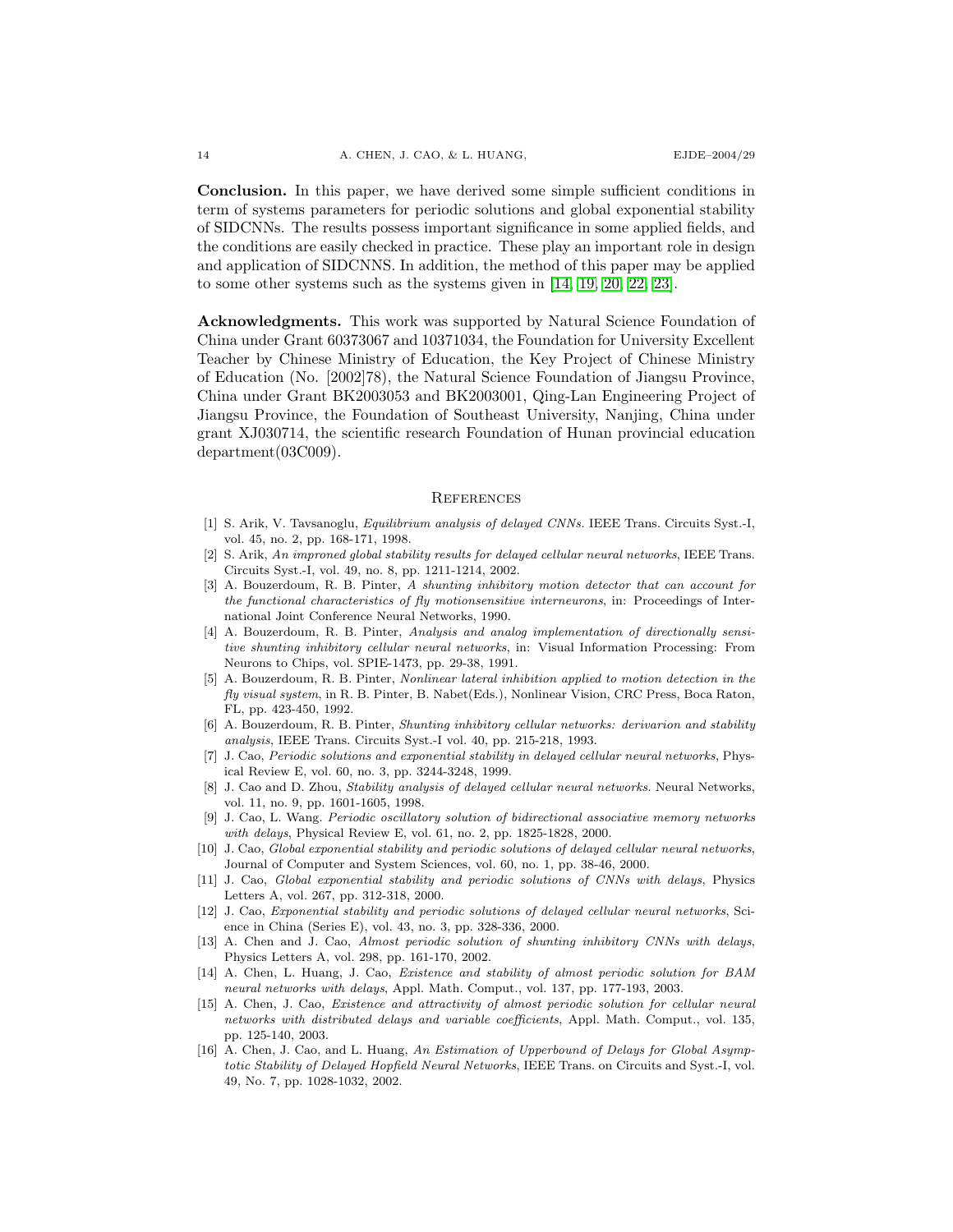**Conclusion.** In this paper, we have derived some simple sufficient conditions in term of systems parameters for periodic solutions and global exponential stability of SIDCNNs. The results possess important significance in some applied fields, and the conditions are easily checked in practice. These play an important role in design and application of SIDCNNS. In addition, the method of this paper may be applied to some other systems such as the systems given in [14, 19, 20, 22, 23].

**Acknowledgments.** This work was supported by Natural Science Foundation of China under Grant 60373067 and 10371034, the Foundation for University Excellent Teacher by Chinese Ministry of Education, the Key Project of Chinese Ministry of Education (No. [2002]78), the Natural Science Foundation of Jiangsu Province, China under Grant BK2003053 and BK2003001, Qing-Lan Engineering Project of Jiangsu Province, the Foundation of Southeast University, Nanjing, China under grant XJ030714, the scientific research Foundation of Hunan provincial education department(03C009).

## References

[1] S. Arik, V. Tavsanoglu, *Equilibrium analysis of delayed CNNs*. IEEE Trans. Circuits Syst.-I, vol. 45, no. 2, pp. 168-171, 1998.

[2] S. Arik, *An improned global stability results for delayed cellular neural networks*, IEEE Trans. Circuits Syst.-I, vol. 49, no. 8, pp. 1211-1214, 2002.

[3] A. Bouzerdoum, R. B. Pinter, *A shunting inhibitory motion detector that can account for the functional characteristics of fly motionsensitive interneurons*, in: Proceedings of International Joint Conference Neural Networks, 1990.

[4] A. Bouzerdoum, R. B. Pinter, *Analysis and analog implementation of directionally sensitive shunting inhibitory cellular neural networks*, in: Visual Information Processing: From Neurons to Chips, vol. SPIE-1473, pp. 29-38, 1991.

[5] A. Bouzerdoum, R. B. Pinter, *Nonlinear lateral inhibition applied to motion detection in the fly visual system*, in R. B. Pinter, B. Nabet(Eds.), Nonlinear Vision, CRC Press, Boca Raton, FL, pp. 423-450, 1992.

[6] A. Bouzerdoum, R. B. Pinter, *Shunting inhibitory cellular networks: derivarion and stability analysis*, IEEE Trans. Circuits Syst.-I vol. 40, pp. 215-218, 1993.

[7] J. Cao, *Periodic solutions and exponential stability in delayed cellular neural networks*, Physical Review E, vol. 60, no. 3, pp. 3244-3248, 1999.

[8] J. Cao and D. Zhou, *Stability analysis of delayed cellular neural networks*. Neural Networks, vol. 11, no. 9, pp. 1601-1605, 1998.

[9] J. Cao, L. Wang. *Periodic oscillatory solution of bidirectional associative memory networks with delays*, Physical Review E, vol. 61, no. 2, pp. 1825-1828, 2000.

[10] J. Cao, *Global exponential stability and periodic solutions of delayed cellular neural networks*, Journal of Computer and System Sciences, vol. 60, no. 1, pp. 38-46, 2000.

[11] J. Cao, *Global exponential stability and periodic solutions of CNNs with delays*, Physics Letters A, vol. 267, pp. 312-318, 2000.

[12] J. Cao, *Exponential stability and periodic solutions of delayed cellular neural networks*, Science in China (Series E), vol. 43, no. 3, pp. 328-336, 2000.

[13] A. Chen and J. Cao, *Almost periodic solution of shunting inhibitory CNNs with delays*, Physics Letters A, vol. 298, pp. 161-170, 2002.

[14] A. Chen, L. Huang, J. Cao, *Existence and stability of almost periodic solution for BAM neural networks with delays*, Appl. Math. Comput., vol. 137, pp. 177-193, 2003.

[15] A. Chen, J. Cao, *Existence and attractivity of almost periodic solution for cellular neural networks with distributed delays and variable coefficients*, Appl. Math. Comput., vol. 135, pp. 125-140, 2003.

[16] A. Chen, J. Cao, and L. Huang, *An Estimation of Upperbound of Delays for Global Asymptotic Stability of Delayed Hopfield Neural Networks*, IEEE Trans. on Circuits and Syst.-I, vol. 49, No. 7, pp. 1028-1032, 2002.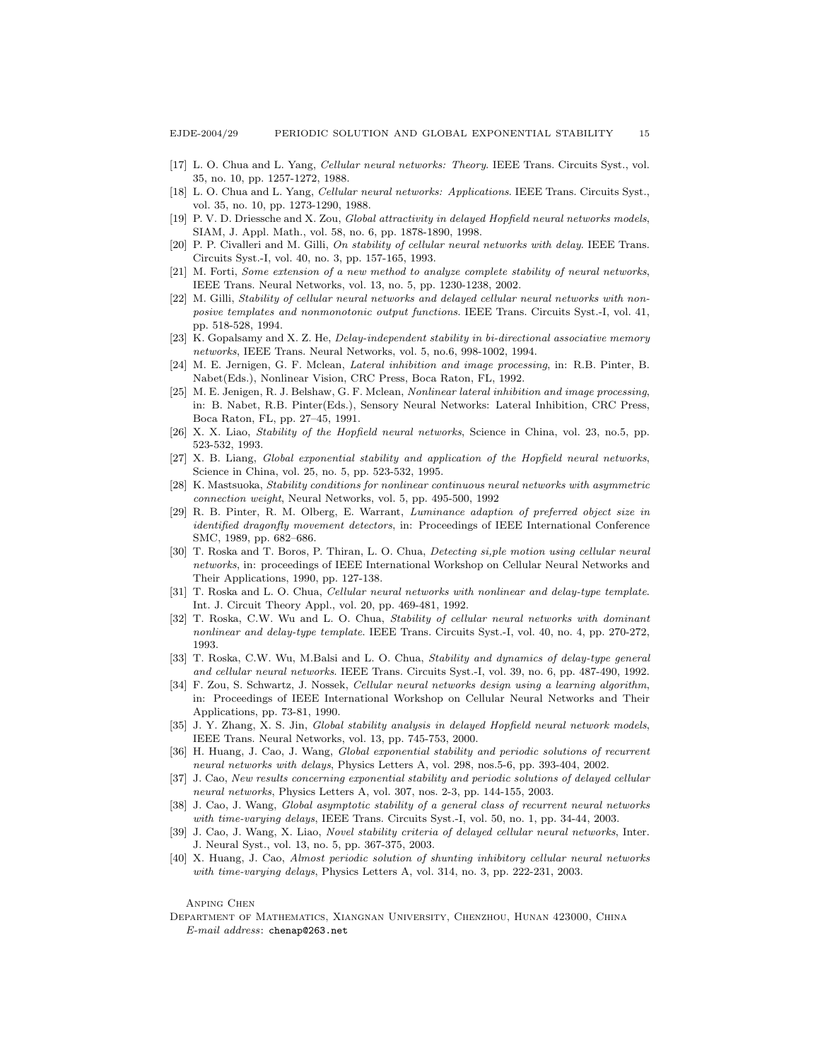[17] L. O. Chua and L. Yang, *Cellular neural networks: Theory*. IEEE Trans. Circuits Syst., vol. 35, no. 10, pp. 1257-1272, 1988.

[18] L. O. Chua and L. Yang, *Cellular neural networks: Applications*. IEEE Trans. Circuits Syst., vol. 35, no. 10, pp. 1273-1290, 1988.

[19] P. V. D. Driessche and X. Zou, *Global attractivity in delayed Hopfield neural networks models*, SIAM, J. Appl. Math., vol. 58, no. 6, pp. 1878-1890, 1998.

[20] P. P. Civalleri and M. Gilli, *On stability of cellular neural networks with delay*. IEEE Trans. Circuits Syst.-I, vol. 40, no. 3, pp. 157-165, 1993.

[21] M. Forti, *Some extension of a new method to analyze complete stability of neural networks*, IEEE Trans. Neural Networks, vol. 13, no. 5, pp. 1230-1238, 2002.

[22] M. Gilli, *Stability of cellular neural networks and delayed cellular neural networks with nonposive templates and nonmonotonic output functions*. IEEE Trans. Circuits Syst.-I, vol. 41, pp. 518-528, 1994.

[23] K. Gopalsamy and X. Z. He, *Delay-independent stability in bi-directional associative memory networks*, IEEE Trans. Neural Networks, vol. 5, no.6, 998-1002, 1994.

[24] M. E. Jernigen, G. F. Mclean, *Lateral inhibition and image processing*, in: R.B. Pinter, B. Nabet(Eds.), Nonlinear Vision, CRC Press, Boca Raton, FL, 1992.

[25] M. E. Jenigen, R. J. Belshaw, G. F. Mclean, *Nonlinear lateral inhibition and image processing*, in: B. Nabet, R.B. Pinter(Eds.), Sensory Neural Networks: Lateral Inhibition, CRC Press, Boca Raton, FL, pp. 27–45, 1991.

[26] X. X. Liao, *Stability of the Hopfield neural networks*, Science in China, vol. 23, no.5, pp. 523-532, 1993.

[27] X. B. Liang, *Global exponential stability and application of the Hopfield neural networks*, Science in China, vol. 25, no. 5, pp. 523-532, 1995.

[28] K. Mastsuoka, *Stability conditions for nonlinear continuous neural networks with asymmetric connection weight*, Neural Networks, vol. 5, pp. 495-500, 1992

[29] R. B. Pinter, R. M. Olberg, E. Warrant, *Luminance adaption of preferred object size in identified dragonfly movement detectors*, in: Proceedings of IEEE International Conference SMC, 1989, pp. 682–686.

[30] T. Roska and T. Boros, P. Thiran, L. O. Chua, *Detecting si,ple motion using cellular neural networks*, in: proceedings of IEEE International Workshop on Cellular Neural Networks and Their Applications, 1990, pp. 127-138.

[31] T. Roska and L. O. Chua, *Cellular neural networks with nonlinear and delay-type template*. Int. J. Circuit Theory Appl., vol. 20, pp. 469-481, 1992.

[32] T. Roska, C.W. Wu and L. O. Chua, *Stability of cellular neural networks with dominant nonlinear and delay-type template*. IEEE Trans. Circuits Syst.-I, vol. 40, no. 4, pp. 270-272, 1993.

[33] T. Roska, C.W. Wu, M.Balsi and L. O. Chua, *Stability and dynamics of delay-type general and cellular neural networks*. IEEE Trans. Circuits Syst.-I, vol. 39, no. 6, pp. 487-490, 1992.

[34] F. Zou, S. Schwartz, J. Nossek, *Cellular neural networks design using a learning algorithm*, in: Proceedings of IEEE International Workshop on Cellular Neural Networks and Their Applications, pp. 73-81, 1990.

[35] J. Y. Zhang, X. S. Jin, *Global stability analysis in delayed Hopfield neural network models*, IEEE Trans. Neural Networks, vol. 13, pp. 745-753, 2000.

[36] H. Huang, J. Cao, J. Wang, *Global exponential stability and periodic solutions of recurrent neural networks with delays*, Physics Letters A, vol. 298, nos.5-6, pp. 393-404, 2002.

[37] J. Cao, *New results concerning exponential stability and periodic solutions of delayed cellular neural networks*, Physics Letters A, vol. 307, nos. 2-3, pp. 144-155, 2003.

[38] J. Cao, J. Wang, *Global asymptotic stability of a general class of recurrent neural networks with time-varying delays*, IEEE Trans. Circuits Syst.-I, vol. 50, no. 1, pp. 34-44, 2003.

[39] J. Cao, J. Wang, X. Liao, *Novel stability criteria of delayed cellular neural networks*, Inter. J. Neural Syst., vol. 13, no. 5, pp. 367-375, 2003.

[40] X. Huang, J. Cao, *Almost periodic solution of shunting inhibitory cellular neural networks with time-varying delays*, Physics Letters A, vol. 314, no. 3, pp. 222-231, 2003.

Anping Chen

Department of Mathematics, Xiangnan University, Chenzhou, Hunan 423000, China

*E-mail address*: chenap@263.net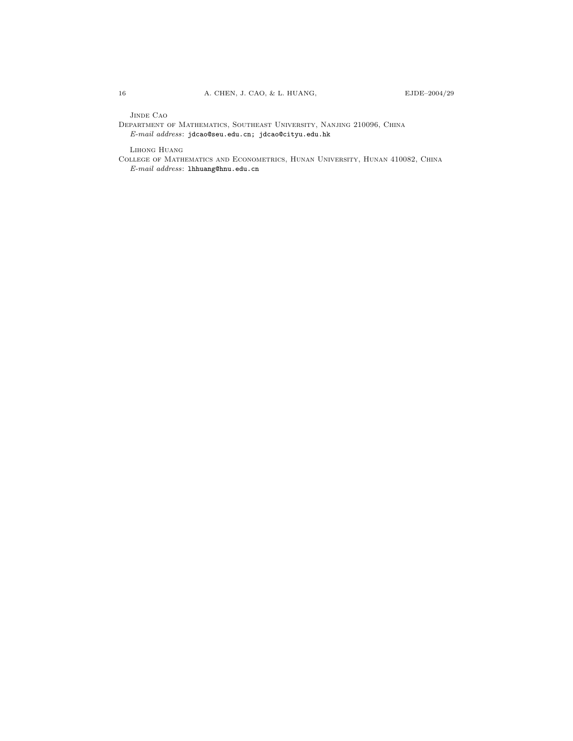Jinde Cao

Department of Mathematics, Southeast University, Nanjing 210096, China

*E-mail address*: jdcao@seu.edu.cn; jdcao@cityu.edu.hk

Lihong Huang

College of Mathematics and Econometrics, Hunan University, Hunan 410082, China

*E-mail address*: lhhuang@hnu.edu.cn